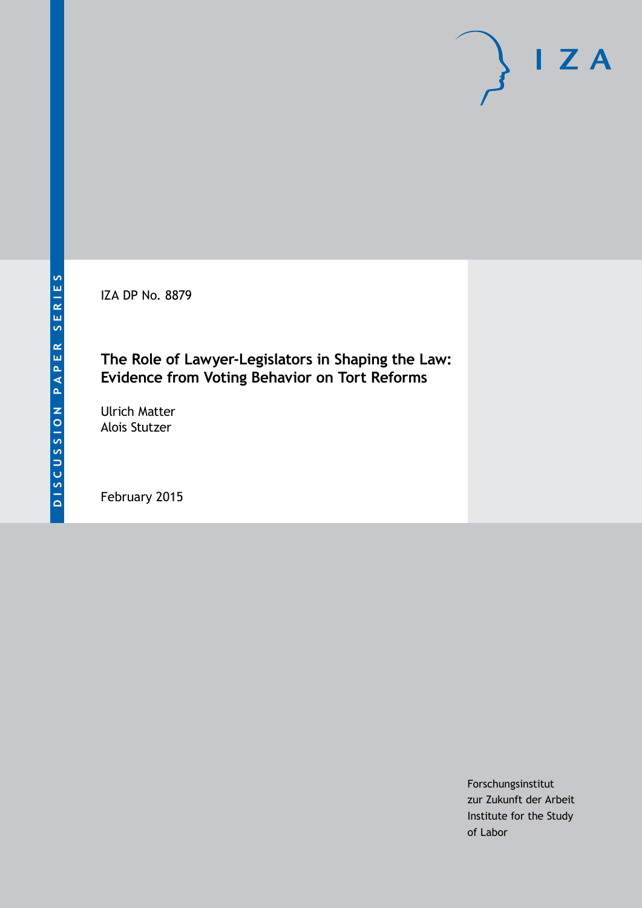DISCUSSION PAPER SERIES

IZA

IZA DP No. 8879

# The Role of Lawyer-Legislators in Shaping the Law: Evidence from Voting Behavior on Tort Reforms

Ulrich Matter
Alois Stutzer

February 2015

Forschungsinstitut
zur Zukunft der Arbeit
Institute for the Study
of Labor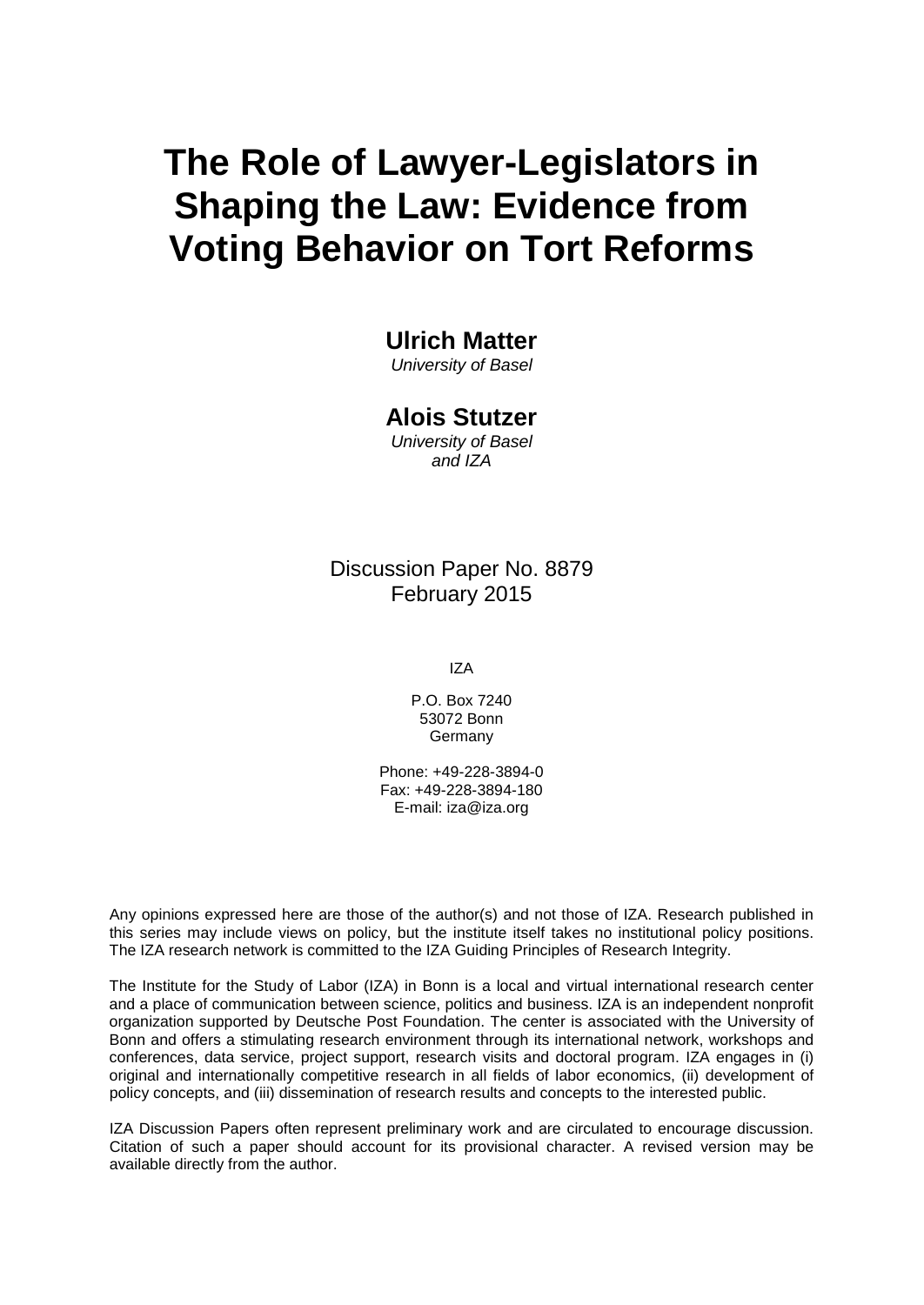# The Role of Lawyer-Legislators in Shaping the Law: Evidence from Voting Behavior on Tort Reforms

**Ulrich Matter**
*University of Basel*

**Alois Stutzer**
*University of Basel and IZA*

Discussion Paper No. 8879
February 2015

IZA

P.O. Box 7240
53072 Bonn
Germany

Phone: +49-228-3894-0
Fax: +49-228-3894-180
E-mail: iza@iza.org

Any opinions expressed here are those of the author(s) and not those of IZA. Research published in this series may include views on policy, but the institute itself takes no institutional policy positions. The IZA research network is committed to the IZA Guiding Principles of Research Integrity.

The Institute for the Study of Labor (IZA) in Bonn is a local and virtual international research center and a place of communication between science, politics and business. IZA is an independent nonprofit organization supported by Deutsche Post Foundation. The center is associated with the University of Bonn and offers a stimulating research environment through its international network, workshops and conferences, data service, project support, research visits and doctoral program. IZA engages in (i) original and internationally competitive research in all fields of labor economics, (ii) development of policy concepts, and (iii) dissemination of research results and concepts to the interested public.

IZA Discussion Papers often represent preliminary work and are circulated to encourage discussion. Citation of such a paper should account for its provisional character. A revised version may be available directly from the author.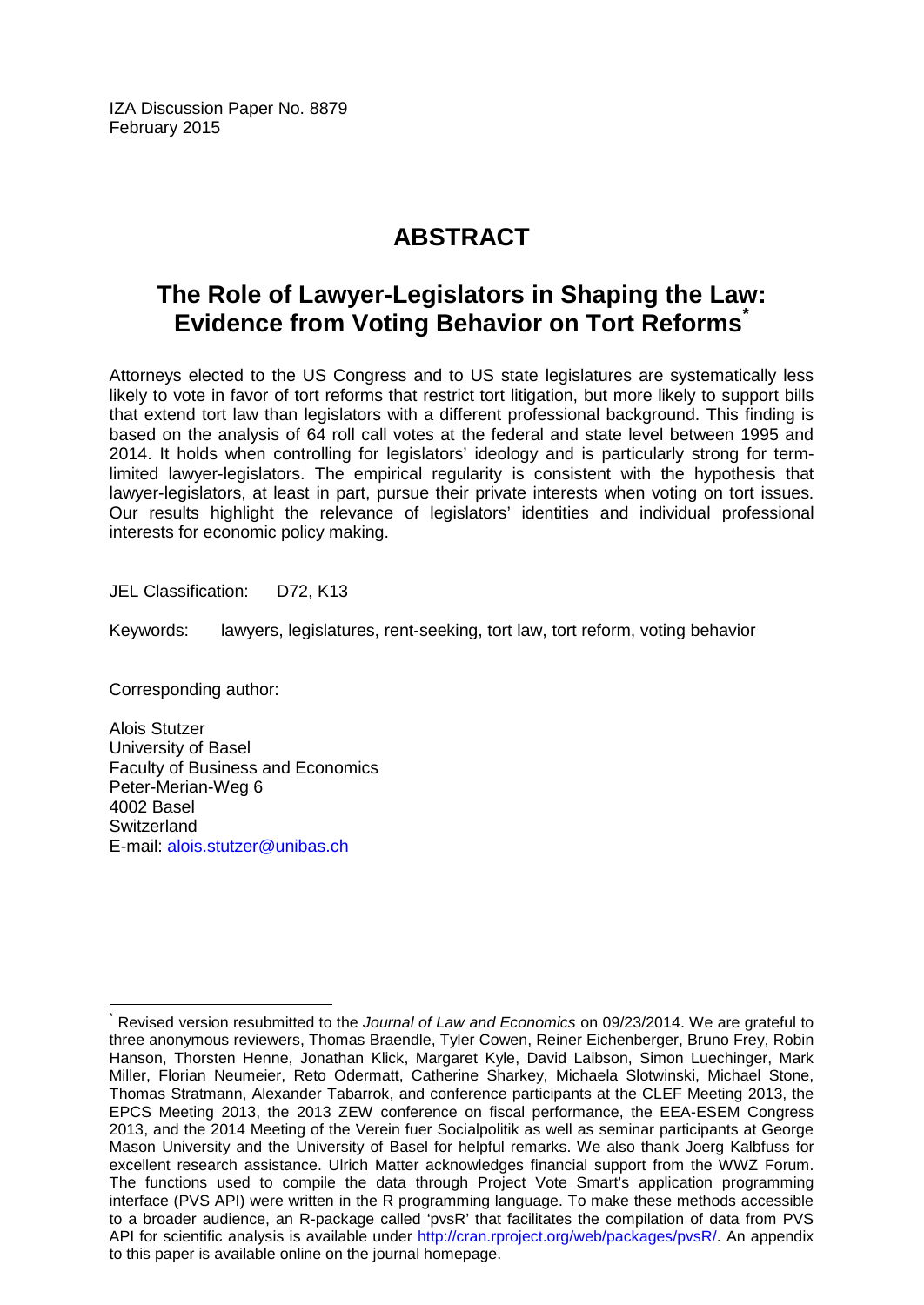IZA Discussion Paper No. 8879
February 2015

# ABSTRACT

## The Role of Lawyer-Legislators in Shaping the Law: Evidence from Voting Behavior on Tort Reforms[*]

Attorneys elected to the US Congress and to US state legislatures are systematically less likely to vote in favor of tort reforms that restrict tort litigation, but more likely to support bills that extend tort law than legislators with a different professional background. This finding is based on the analysis of 64 roll call votes at the federal and state level between 1995 and 2014. It holds when controlling for legislators' ideology and is particularly strong for term-limited lawyer-legislators. The empirical regularity is consistent with the hypothesis that lawyer-legislators, at least in part, pursue their private interests when voting on tort issues. Our results highlight the relevance of legislators' identities and individual professional interests for economic policy making.

JEL Classification: D72, K13

Keywords: lawyers, legislatures, rent-seeking, tort law, tort reform, voting behavior

Corresponding author:

Alois Stutzer
University of Basel
Faculty of Business and Economics
Peter-Merian-Weg 6
4002 Basel
Switzerland
E-mail: alois.stutzer@unibas.ch

---

[*] Revised version resubmitted to the *Journal of Law and Economics* on 09/23/2014. We are grateful to three anonymous reviewers, Thomas Braendle, Tyler Cowen, Reiner Eichenberger, Bruno Frey, Robin Hanson, Thorsten Henne, Jonathan Klick, Margaret Kyle, David Laibson, Simon Luechinger, Mark Miller, Florian Neumeier, Reto Odermatt, Catherine Sharkey, Michaela Slotwinski, Michael Stone, Thomas Stratmann, Alexander Tabarrok, and conference participants at the CLEF Meeting 2013, the EPCS Meeting 2013, the 2013 ZEW conference on fiscal performance, the EEA-ESEM Congress 2013, and the 2014 Meeting of the Verein fuer Socialpolitik as well as seminar participants at George Mason University and the University of Basel for helpful remarks. We also thank Joerg Kalbfuss for excellent research assistance. Ulrich Matter acknowledges financial support from the WWZ Forum. The functions used to compile the data through Project Vote Smart's application programming interface (PVS API) were written in the R programming language. To make these methods accessible to a broader audience, an R-package called 'pvsR' that facilitates the compilation of data from PVS API for scientific analysis is available under http://cran.rproject.org/web/packages/pvsR/. An appendix to this paper is available online on the journal homepage.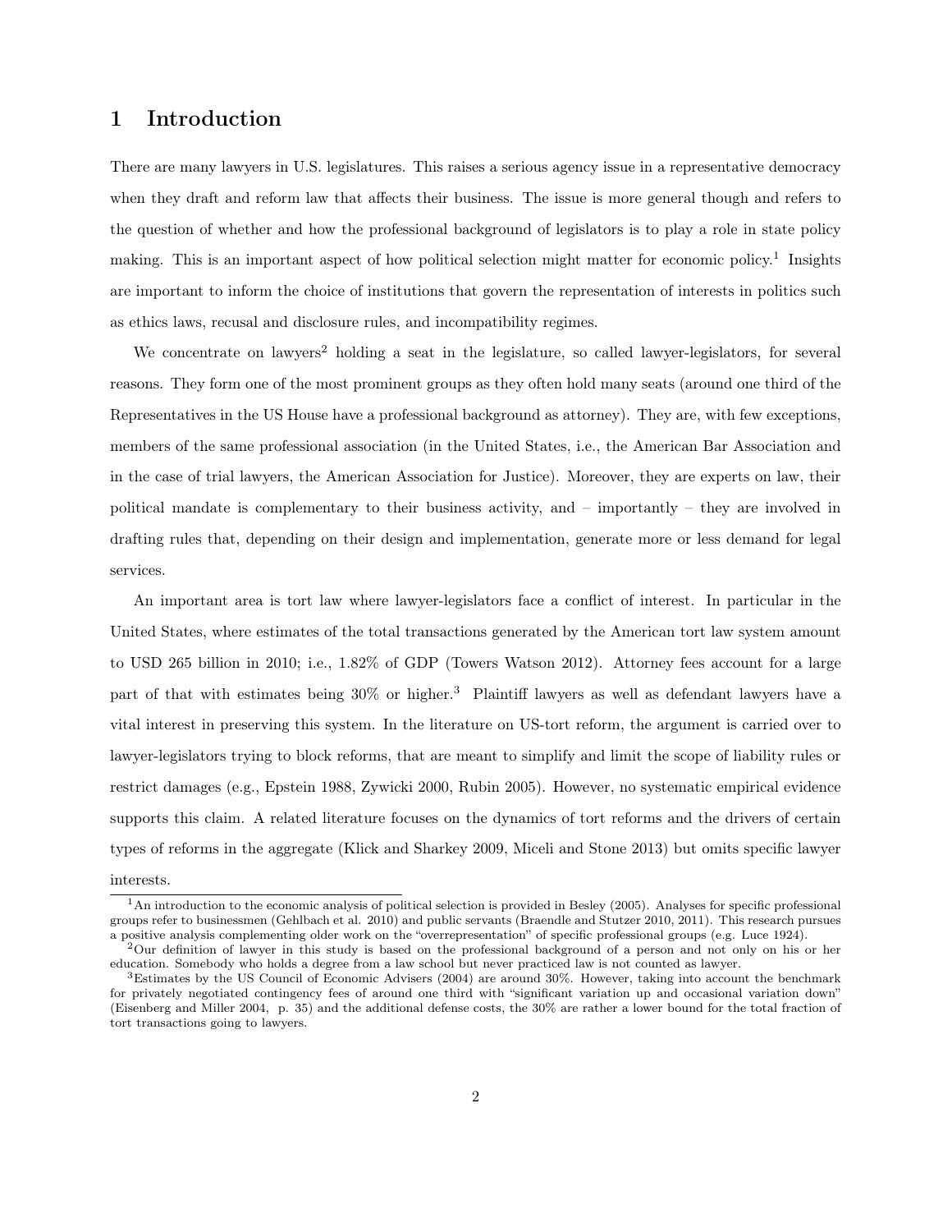# 1 Introduction

There are many lawyers in U.S. legislatures. This raises a serious agency issue in a representative democracy when they draft and reform law that affects their business. The issue is more general though and refers to the question of whether and how the professional background of legislators is to play a role in state policy making. This is an important aspect of how political selection might matter for economic policy.[1] Insights are important to inform the choice of institutions that govern the representation of interests in politics such as ethics laws, recusal and disclosure rules, and incompatibility regimes.

We concentrate on lawyers[2] holding a seat in the legislature, so called lawyer-legislators, for several reasons. They form one of the most prominent groups as they often hold many seats (around one third of the Representatives in the US House have a professional background as attorney). They are, with few exceptions, members of the same professional association (in the United States, i.e., the American Bar Association and in the case of trial lawyers, the American Association for Justice). Moreover, they are experts on law, their political mandate is complementary to their business activity, and – importantly – they are involved in drafting rules that, depending on their design and implementation, generate more or less demand for legal services.

An important area is tort law where lawyer-legislators face a conflict of interest. In particular in the United States, where estimates of the total transactions generated by the American tort law system amount to USD 265 billion in 2010; i.e., 1.82% of GDP (Towers Watson 2012). Attorney fees account for a large part of that with estimates being 30% or higher.[3] Plaintiff lawyers as well as defendant lawyers have a vital interest in preserving this system. In the literature on US-tort reform, the argument is carried over to lawyer-legislators trying to block reforms, that are meant to simplify and limit the scope of liability rules or restrict damages (e.g., Epstein 1988, Zywicki 2000, Rubin 2005). However, no systematic empirical evidence supports this claim. A related literature focuses on the dynamics of tort reforms and the drivers of certain types of reforms in the aggregate (Klick and Sharkey 2009, Miceli and Stone 2013) but omits specific lawyer interests.

[1] An introduction to the economic analysis of political selection is provided in Besley (2005). Analyses for specific professional groups refer to businessmen (Gehlbach et al. 2010) and public servants (Braendle and Stutzer 2010, 2011). This research pursues a positive analysis complementing older work on the "overrepresentation" of specific professional groups (e.g. Luce 1924).

[2] Our definition of lawyer in this study is based on the professional background of a person and not only on his or her education. Somebody who holds a degree from a law school but never practiced law is not counted as lawyer.

[3] Estimates by the US Council of Economic Advisers (2004) are around 30%. However, taking into account the benchmark for privately negotiated contingency fees of around one third with "significant variation up and occasional variation down" (Eisenberg and Miller 2004, p. 35) and the additional defense costs, the 30% are rather a lower bound for the total fraction of tort transactions going to lawyers.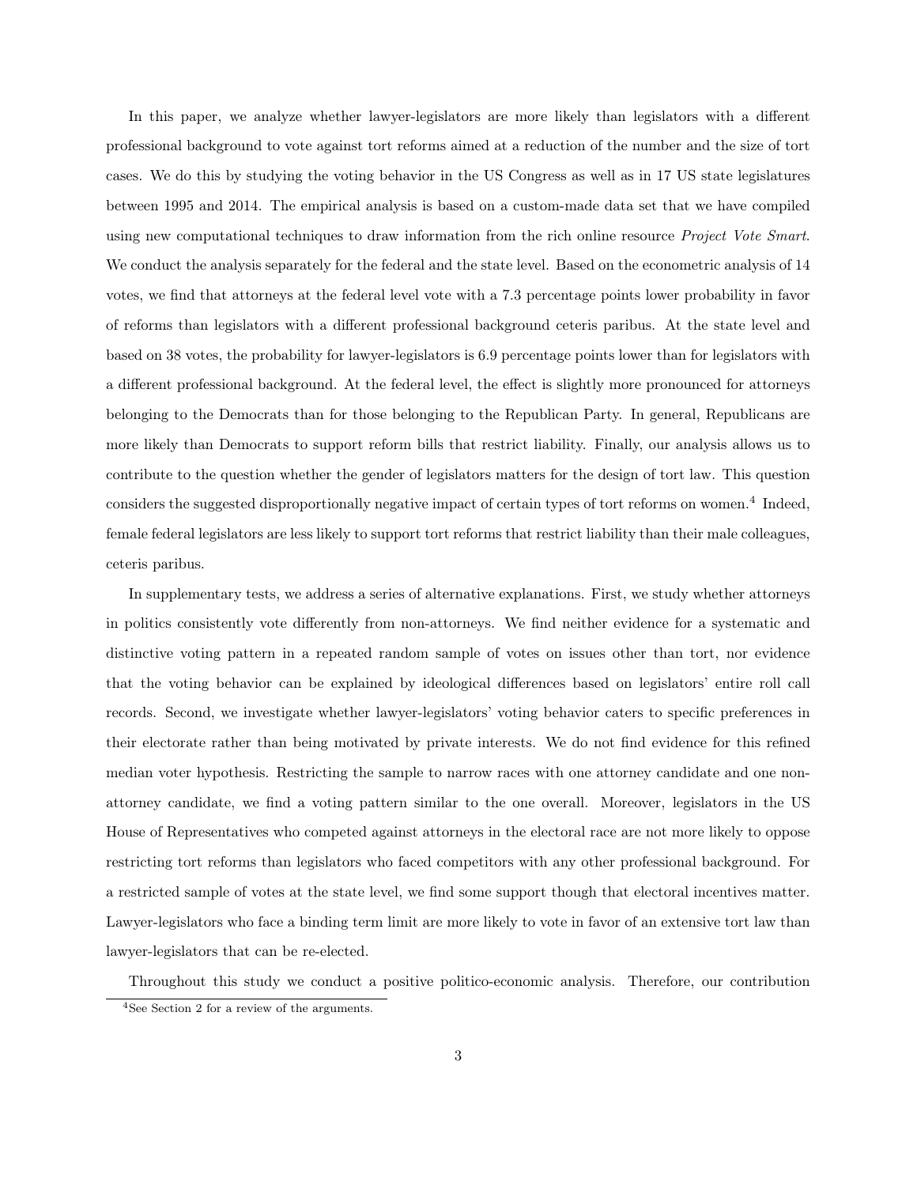In this paper, we analyze whether lawyer-legislators are more likely than legislators with a different professional background to vote against tort reforms aimed at a reduction of the number and the size of tort cases. We do this by studying the voting behavior in the US Congress as well as in 17 US state legislatures between 1995 and 2014. The empirical analysis is based on a custom-made data set that we have compiled using new computational techniques to draw information from the rich online resource *Project Vote Smart*. We conduct the analysis separately for the federal and the state level. Based on the econometric analysis of 14 votes, we find that attorneys at the federal level vote with a 7.3 percentage points lower probability in favor of reforms than legislators with a different professional background ceteris paribus. At the state level and based on 38 votes, the probability for lawyer-legislators is 6.9 percentage points lower than for legislators with a different professional background. At the federal level, the effect is slightly more pronounced for attorneys belonging to the Democrats than for those belonging to the Republican Party. In general, Republicans are more likely than Democrats to support reform bills that restrict liability. Finally, our analysis allows us to contribute to the question whether the gender of legislators matters for the design of tort law. This question considers the suggested disproportionally negative impact of certain types of tort reforms on women.[4] Indeed, female federal legislators are less likely to support tort reforms that restrict liability than their male colleagues, ceteris paribus.

In supplementary tests, we address a series of alternative explanations. First, we study whether attorneys in politics consistently vote differently from non-attorneys. We find neither evidence for a systematic and distinctive voting pattern in a repeated random sample of votes on issues other than tort, nor evidence that the voting behavior can be explained by ideological differences based on legislators' entire roll call records. Second, we investigate whether lawyer-legislators' voting behavior caters to specific preferences in their electorate rather than being motivated by private interests. We do not find evidence for this refined median voter hypothesis. Restricting the sample to narrow races with one attorney candidate and one non-attorney candidate, we find a voting pattern similar to the one overall. Moreover, legislators in the US House of Representatives who competed against attorneys in the electoral race are not more likely to oppose restricting tort reforms than legislators who faced competitors with any other professional background. For a restricted sample of votes at the state level, we find some support though that electoral incentives matter. Lawyer-legislators who face a binding term limit are more likely to vote in favor of an extensive tort law than lawyer-legislators that can be re-elected.

Throughout this study we conduct a positive politico-economic analysis. Therefore, our contribution

[4] See Section 2 for a review of the arguments.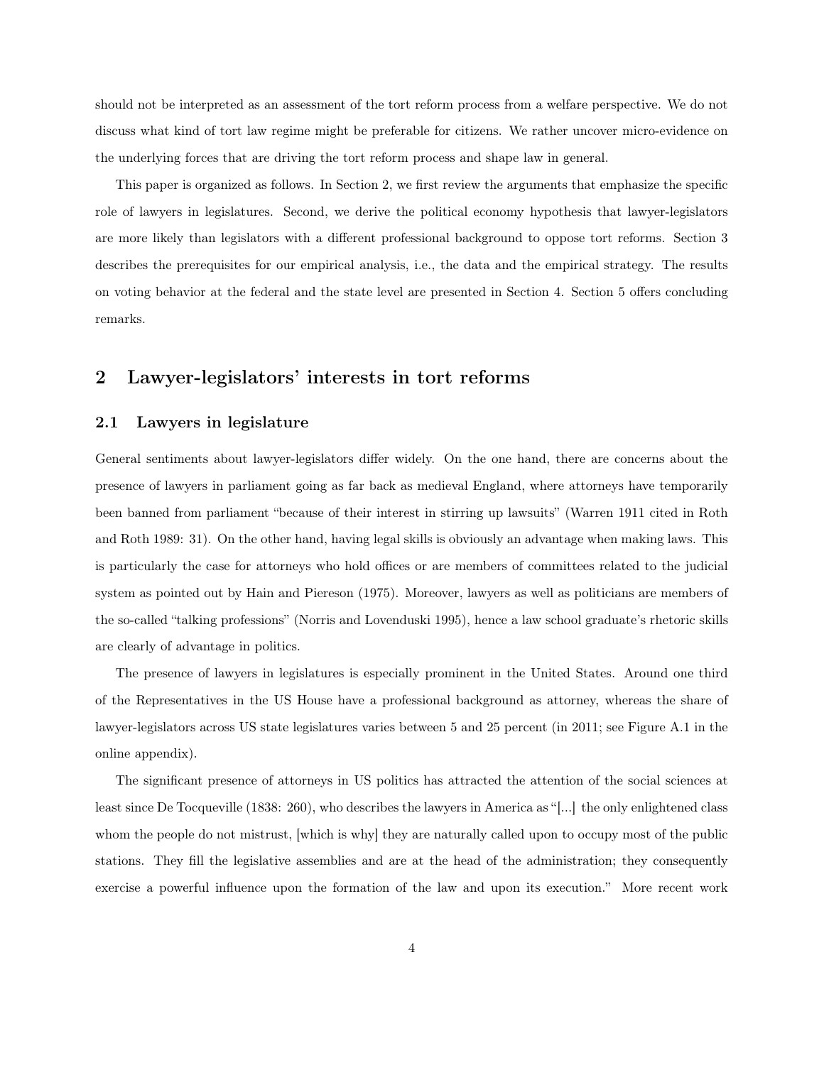should not be interpreted as an assessment of the tort reform process from a welfare perspective. We do not discuss what kind of tort law regime might be preferable for citizens. We rather uncover micro-evidence on the underlying forces that are driving the tort reform process and shape law in general.

This paper is organized as follows. In Section 2, we first review the arguments that emphasize the specific role of lawyers in legislatures. Second, we derive the political economy hypothesis that lawyer-legislators are more likely than legislators with a different professional background to oppose tort reforms. Section 3 describes the prerequisites for our empirical analysis, i.e., the data and the empirical strategy. The results on voting behavior at the federal and the state level are presented in Section 4. Section 5 offers concluding remarks.

## 2 Lawyer-legislators' interests in tort reforms

### 2.1 Lawyers in legislature

General sentiments about lawyer-legislators differ widely. On the one hand, there are concerns about the presence of lawyers in parliament going as far back as medieval England, where attorneys have temporarily been banned from parliament "because of their interest in stirring up lawsuits" (Warren 1911 cited in Roth and Roth 1989: 31). On the other hand, having legal skills is obviously an advantage when making laws. This is particularly the case for attorneys who hold offices or are members of committees related to the judicial system as pointed out by Hain and Piereson (1975). Moreover, lawyers as well as politicians are members of the so-called "talking professions" (Norris and Lovenduski 1995), hence a law school graduate's rhetoric skills are clearly of advantage in politics.

The presence of lawyers in legislatures is especially prominent in the United States. Around one third of the Representatives in the US House have a professional background as attorney, whereas the share of lawyer-legislators across US state legislatures varies between 5 and 25 percent (in 2011; see Figure A.1 in the online appendix).

The significant presence of attorneys in US politics has attracted the attention of the social sciences at least since De Tocqueville (1838: 260), who describes the lawyers in America as "[...] the only enlightened class whom the people do not mistrust, [which is why] they are naturally called upon to occupy most of the public stations. They fill the legislative assemblies and are at the head of the administration; they consequently exercise a powerful influence upon the formation of the law and upon its execution." More recent work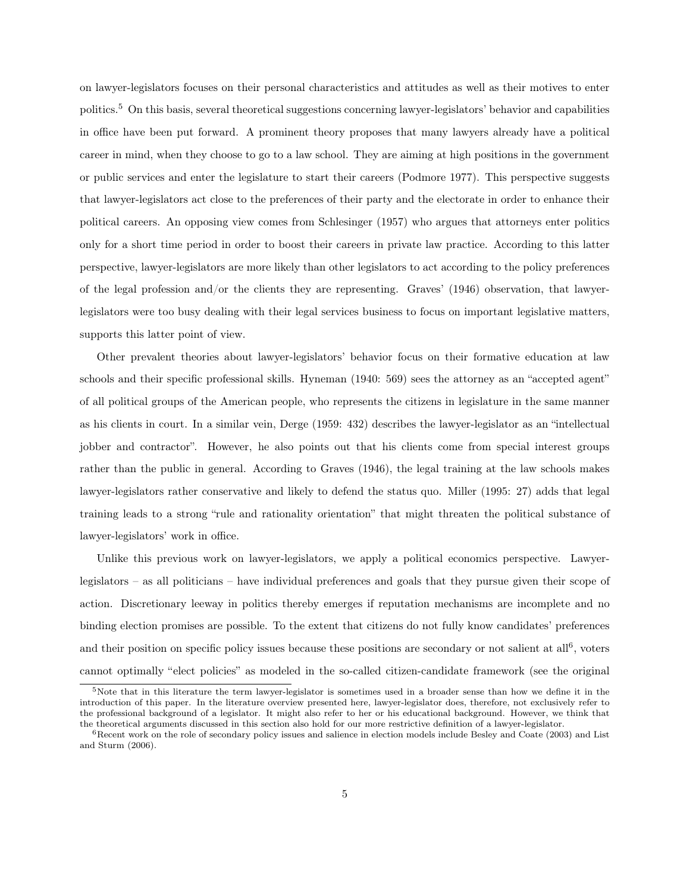on lawyer-legislators focuses on their personal characteristics and attitudes as well as their motives to enter politics.[5] On this basis, several theoretical suggestions concerning lawyer-legislators' behavior and capabilities in office have been put forward. A prominent theory proposes that many lawyers already have a political career in mind, when they choose to go to a law school. They are aiming at high positions in the government or public services and enter the legislature to start their careers (Podmore 1977). This perspective suggests that lawyer-legislators act close to the preferences of their party and the electorate in order to enhance their political careers. An opposing view comes from Schlesinger (1957) who argues that attorneys enter politics only for a short time period in order to boost their careers in private law practice. According to this latter perspective, lawyer-legislators are more likely than other legislators to act according to the policy preferences of the legal profession and/or the clients they are representing. Graves' (1946) observation, that lawyer-legislators were too busy dealing with their legal services business to focus on important legislative matters, supports this latter point of view.

Other prevalent theories about lawyer-legislators' behavior focus on their formative education at law schools and their specific professional skills. Hyneman (1940: 569) sees the attorney as an "accepted agent" of all political groups of the American people, who represents the citizens in legislature in the same manner as his clients in court. In a similar vein, Derge (1959: 432) describes the lawyer-legislator as an "intellectual jobber and contractor". However, he also points out that his clients come from special interest groups rather than the public in general. According to Graves (1946), the legal training at the law schools makes lawyer-legislators rather conservative and likely to defend the status quo. Miller (1995: 27) adds that legal training leads to a strong "rule and rationality orientation" that might threaten the political substance of lawyer-legislators' work in office.

Unlike this previous work on lawyer-legislators, we apply a political economics perspective. Lawyer-legislators – as all politicians – have individual preferences and goals that they pursue given their scope of action. Discretionary leeway in politics thereby emerges if reputation mechanisms are incomplete and no binding election promises are possible. To the extent that citizens do not fully know candidates' preferences and their position on specific policy issues because these positions are secondary or not salient at all[6], voters cannot optimally "elect policies" as modeled in the so-called citizen-candidate framework (see the original

[5] Note that in this literature the term lawyer-legislator is sometimes used in a broader sense than how we define it in the introduction of this paper. In the literature overview presented here, lawyer-legislator does, therefore, not exclusively refer to the professional background of a legislator. It might also refer to her or his educational background. However, we think that the theoretical arguments discussed in this section also hold for our more restrictive definition of a lawyer-legislator.

[6] Recent work on the role of secondary policy issues and salience in election models include Besley and Coate (2003) and List and Sturm (2006).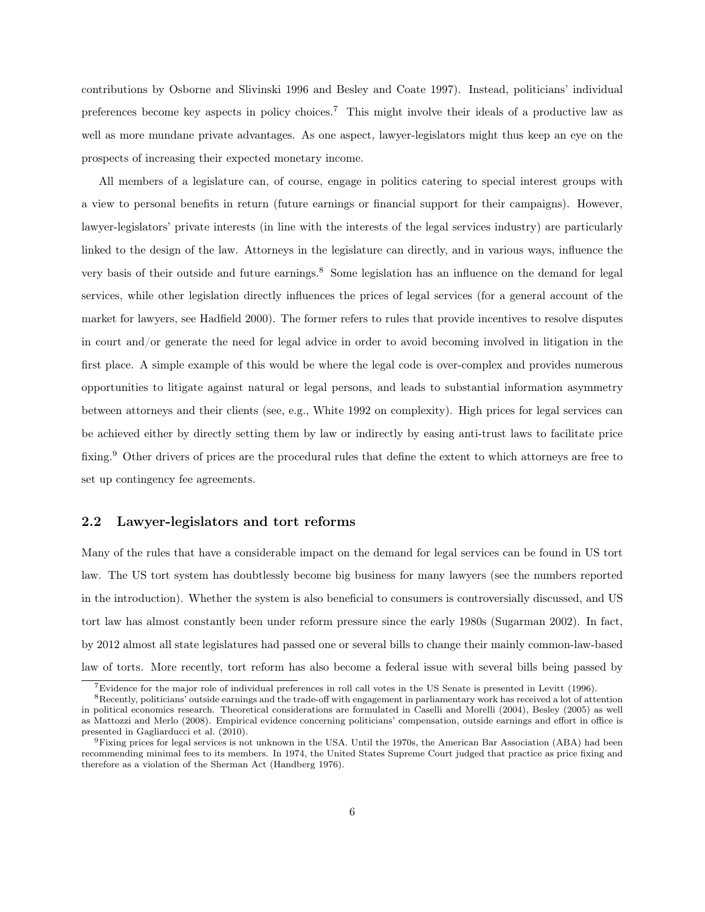contributions by Osborne and Slivinski 1996 and Besley and Coate 1997). Instead, politicians' individual preferences become key aspects in policy choices.[7] This might involve their ideals of a productive law as well as more mundane private advantages. As one aspect, lawyer-legislators might thus keep an eye on the prospects of increasing their expected monetary income.

All members of a legislature can, of course, engage in politics catering to special interest groups with a view to personal benefits in return (future earnings or financial support for their campaigns). However, lawyer-legislators' private interests (in line with the interests of the legal services industry) are particularly linked to the design of the law. Attorneys in the legislature can directly, and in various ways, influence the very basis of their outside and future earnings.[8] Some legislation has an influence on the demand for legal services, while other legislation directly influences the prices of legal services (for a general account of the market for lawyers, see Hadfield 2000). The former refers to rules that provide incentives to resolve disputes in court and/or generate the need for legal advice in order to avoid becoming involved in litigation in the first place. A simple example of this would be where the legal code is over-complex and provides numerous opportunities to litigate against natural or legal persons, and leads to substantial information asymmetry between attorneys and their clients (see, e.g., White 1992 on complexity). High prices for legal services can be achieved either by directly setting them by law or indirectly by easing anti-trust laws to facilitate price fixing.[9] Other drivers of prices are the procedural rules that define the extent to which attorneys are free to set up contingency fee agreements.

## 2.2 Lawyer-legislators and tort reforms

Many of the rules that have a considerable impact on the demand for legal services can be found in US tort law. The US tort system has doubtlessly become big business for many lawyers (see the numbers reported in the introduction). Whether the system is also beneficial to consumers is controversially discussed, and US tort law has almost constantly been under reform pressure since the early 1980s (Sugarman 2002). In fact, by 2012 almost all state legislatures had passed one or several bills to change their mainly common-law-based law of torts. More recently, tort reform has also become a federal issue with several bills being passed by

[7] Evidence for the major role of individual preferences in roll call votes in the US Senate is presented in Levitt (1996).

[8] Recently, politicians' outside earnings and the trade-off with engagement in parliamentary work has received a lot of attention in political economics research. Theoretical considerations are formulated in Caselli and Morelli (2004), Besley (2005) as well as Mattozzi and Merlo (2008). Empirical evidence concerning politicians' compensation, outside earnings and effort in office is presented in Gagliarducci et al. (2010).

[9] Fixing prices for legal services is not unknown in the USA. Until the 1970s, the American Bar Association (ABA) had been recommending minimal fees to its members. In 1974, the United States Supreme Court judged that practice as price fixing and therefore as a violation of the Sherman Act (Handberg 1976).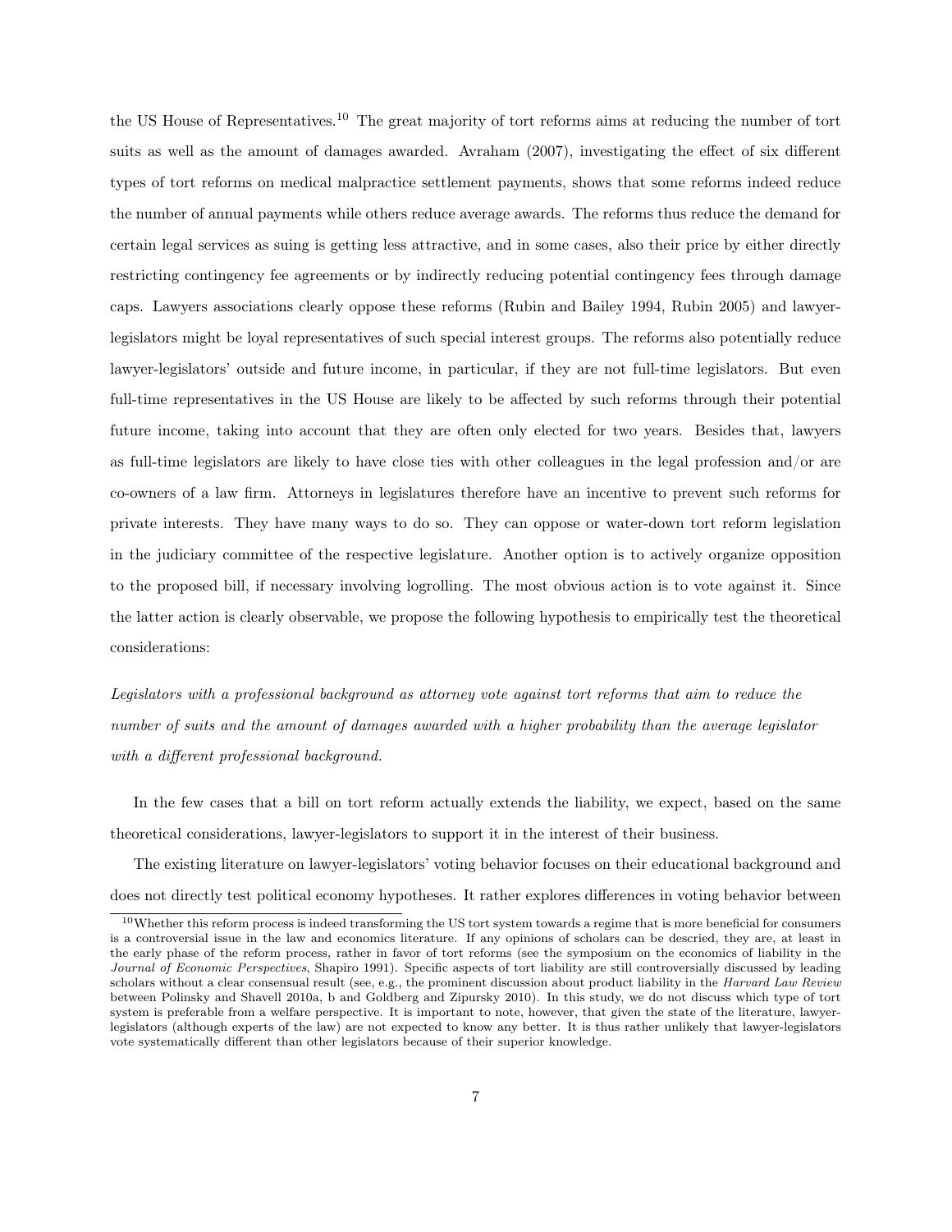the US House of Representatives.[10] The great majority of tort reforms aims at reducing the number of tort suits as well as the amount of damages awarded. Avraham (2007), investigating the effect of six different types of tort reforms on medical malpractice settlement payments, shows that some reforms indeed reduce the number of annual payments while others reduce average awards. The reforms thus reduce the demand for certain legal services as suing is getting less attractive, and in some cases, also their price by either directly restricting contingency fee agreements or by indirectly reducing potential contingency fees through damage caps. Lawyers associations clearly oppose these reforms (Rubin and Bailey 1994, Rubin 2005) and lawyer-legislators might be loyal representatives of such special interest groups. The reforms also potentially reduce lawyer-legislators' outside and future income, in particular, if they are not full-time legislators. But even full-time representatives in the US House are likely to be affected by such reforms through their potential future income, taking into account that they are often only elected for two years. Besides that, lawyers as full-time legislators are likely to have close ties with other colleagues in the legal profession and/or are co-owners of a law firm. Attorneys in legislatures therefore have an incentive to prevent such reforms for private interests. They have many ways to do so. They can oppose or water-down tort reform legislation in the judiciary committee of the respective legislature. Another option is to actively organize opposition to the proposed bill, if necessary involving logrolling. The most obvious action is to vote against it. Since the latter action is clearly observable, we propose the following hypothesis to empirically test the theoretical considerations:

*Legislators with a professional background as attorney vote against tort reforms that aim to reduce the number of suits and the amount of damages awarded with a higher probability than the average legislator with a different professional background.*

In the few cases that a bill on tort reform actually extends the liability, we expect, based on the same theoretical considerations, lawyer-legislators to support it in the interest of their business.

The existing literature on lawyer-legislators' voting behavior focuses on their educational background and does not directly test political economy hypotheses. It rather explores differences in voting behavior between

[10] Whether this reform process is indeed transforming the US tort system towards a regime that is more beneficial for consumers is a controversial issue in the law and economics literature. If any opinions of scholars can be descried, they are, at least in the early phase of the reform process, rather in favor of tort reforms (see the symposium on the economics of liability in the *Journal of Economic Perspectives*, Shapiro 1991). Specific aspects of tort liability are still controversially discussed by leading scholars without a clear consensual result (see, e.g., the prominent discussion about product liability in the *Harvard Law Review* between Polinsky and Shavell 2010a, b and Goldberg and Zipursky 2010). In this study, we do not discuss which type of tort system is preferable from a welfare perspective. It is important to note, however, that given the state of the literature, lawyer-legislators (although experts of the law) are not expected to know any better. It is thus rather unlikely that lawyer-legislators vote systematically different than other legislators because of their superior knowledge.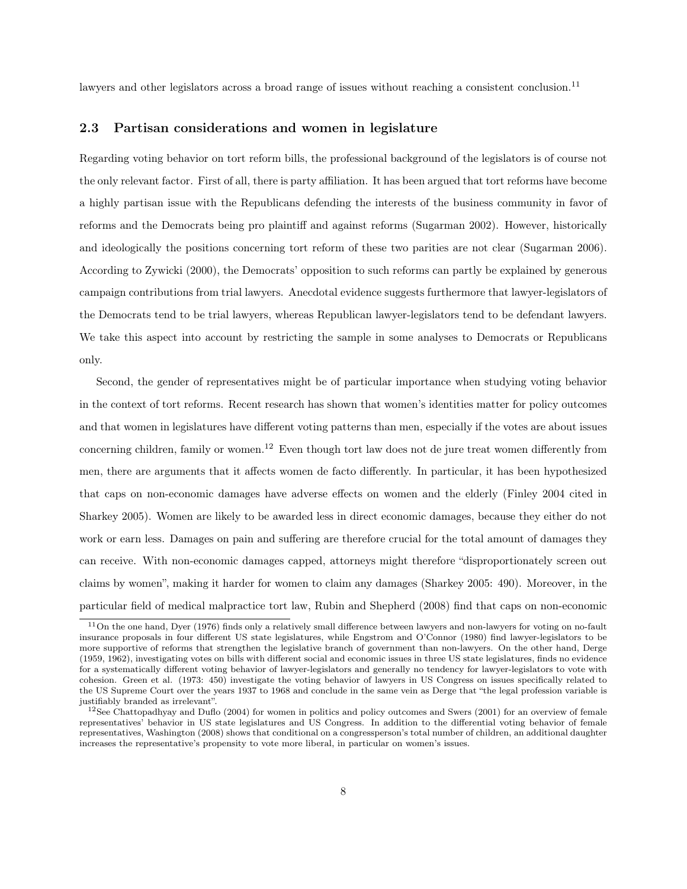lawyers and other legislators across a broad range of issues without reaching a consistent conclusion.[11]

## 2.3 Partisan considerations and women in legislature

Regarding voting behavior on tort reform bills, the professional background of the legislators is of course not the only relevant factor. First of all, there is party affiliation. It has been argued that tort reforms have become a highly partisan issue with the Republicans defending the interests of the business community in favor of reforms and the Democrats being pro plaintiff and against reforms (Sugarman 2002). However, historically and ideologically the positions concerning tort reform of these two parities are not clear (Sugarman 2006). According to Zywicki (2000), the Democrats' opposition to such reforms can partly be explained by generous campaign contributions from trial lawyers. Anecdotal evidence suggests furthermore that lawyer-legislators of the Democrats tend to be trial lawyers, whereas Republican lawyer-legislators tend to be defendant lawyers. We take this aspect into account by restricting the sample in some analyses to Democrats or Republicans only.

Second, the gender of representatives might be of particular importance when studying voting behavior in the context of tort reforms. Recent research has shown that women's identities matter for policy outcomes and that women in legislatures have different voting patterns than men, especially if the votes are about issues concerning children, family or women.[12] Even though tort law does not de jure treat women differently from men, there are arguments that it affects women de facto differently. In particular, it has been hypothesized that caps on non-economic damages have adverse effects on women and the elderly (Finley 2004 cited in Sharkey 2005). Women are likely to be awarded less in direct economic damages, because they either do not work or earn less. Damages on pain and suffering are therefore crucial for the total amount of damages they can receive. With non-economic damages capped, attorneys might therefore "disproportionately screen out claims by women", making it harder for women to claim any damages (Sharkey 2005: 490). Moreover, in the particular field of medical malpractice tort law, Rubin and Shepherd (2008) find that caps on non-economic

[11] On the one hand, Dyer (1976) finds only a relatively small difference between lawyers and non-lawyers for voting on no-fault insurance proposals in four different US state legislatures, while Engstrom and O'Connor (1980) find lawyer-legislators to be more supportive of reforms that strengthen the legislative branch of government than non-lawyers. On the other hand, Derge (1959, 1962), investigating votes on bills with different social and economic issues in three US state legislatures, finds no evidence for a systematically different voting behavior of lawyer-legislators and generally no tendency for lawyer-legislators to vote with cohesion. Green et al. (1973: 450) investigate the voting behavior of lawyers in US Congress on issues specifically related to the US Supreme Court over the years 1937 to 1968 and conclude in the same vein as Derge that "the legal profession variable is justifiably branded as irrelevant".

[12] See Chattopadhyay and Duflo (2004) for women in politics and policy outcomes and Swers (2001) for an overview of female representatives' behavior in US state legislatures and US Congress. In addition to the differential voting behavior of female representatives, Washington (2008) shows that conditional on a congressperson's total number of children, an additional daughter increases the representative's propensity to vote more liberal, in particular on women's issues.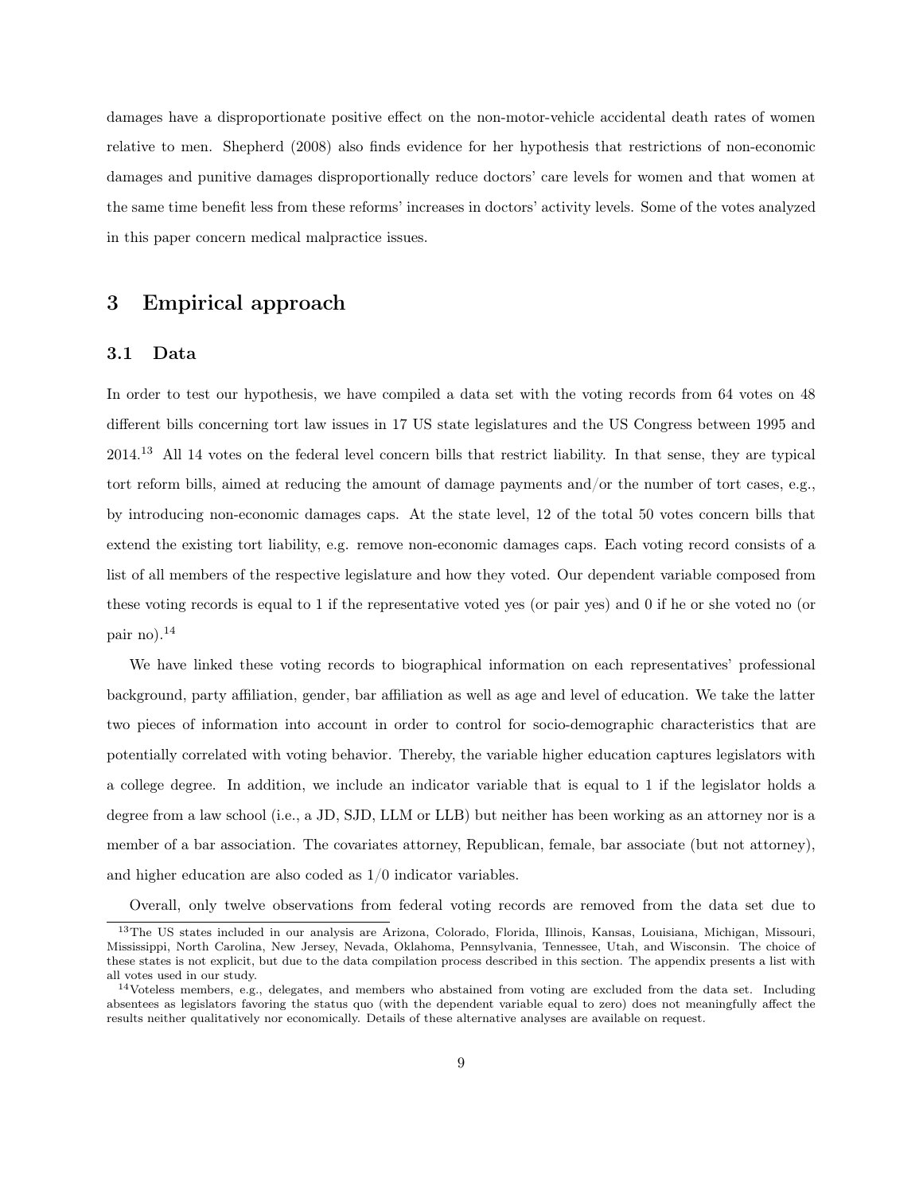damages have a disproportionate positive effect on the non-motor-vehicle accidental death rates of women relative to men. Shepherd (2008) also finds evidence for her hypothesis that restrictions of non-economic damages and punitive damages disproportionally reduce doctors' care levels for women and that women at the same time benefit less from these reforms' increases in doctors' activity levels. Some of the votes analyzed in this paper concern medical malpractice issues.

## 3 Empirical approach

### 3.1 Data

In order to test our hypothesis, we have compiled a data set with the voting records from 64 votes on 48 different bills concerning tort law issues in 17 US state legislatures and the US Congress between 1995 and 2014.[13] All 14 votes on the federal level concern bills that restrict liability. In that sense, they are typical tort reform bills, aimed at reducing the amount of damage payments and/or the number of tort cases, e.g., by introducing non-economic damages caps. At the state level, 12 of the total 50 votes concern bills that extend the existing tort liability, e.g. remove non-economic damages caps. Each voting record consists of a list of all members of the respective legislature and how they voted. Our dependent variable composed from these voting records is equal to 1 if the representative voted yes (or pair yes) and 0 if he or she voted no (or pair no).[14]

We have linked these voting records to biographical information on each representatives' professional background, party affiliation, gender, bar affiliation as well as age and level of education. We take the latter two pieces of information into account in order to control for socio-demographic characteristics that are potentially correlated with voting behavior. Thereby, the variable higher education captures legislators with a college degree. In addition, we include an indicator variable that is equal to 1 if the legislator holds a degree from a law school (i.e., a JD, SJD, LLM or LLB) but neither has been working as an attorney nor is a member of a bar association. The covariates attorney, Republican, female, bar associate (but not attorney), and higher education are also coded as 1/0 indicator variables.

Overall, only twelve observations from federal voting records are removed from the data set due to

[13] The US states included in our analysis are Arizona, Colorado, Florida, Illinois, Kansas, Louisiana, Michigan, Missouri, Mississippi, North Carolina, New Jersey, Nevada, Oklahoma, Pennsylvania, Tennessee, Utah, and Wisconsin. The choice of these states is not explicit, but due to the data compilation process described in this section. The appendix presents a list with all votes used in our study.

[14] Voteless members, e.g., delegates, and members who abstained from voting are excluded from the data set. Including absentees as legislators favoring the status quo (with the dependent variable equal to zero) does not meaningfully affect the results neither qualitatively nor economically. Details of these alternative analyses are available on request.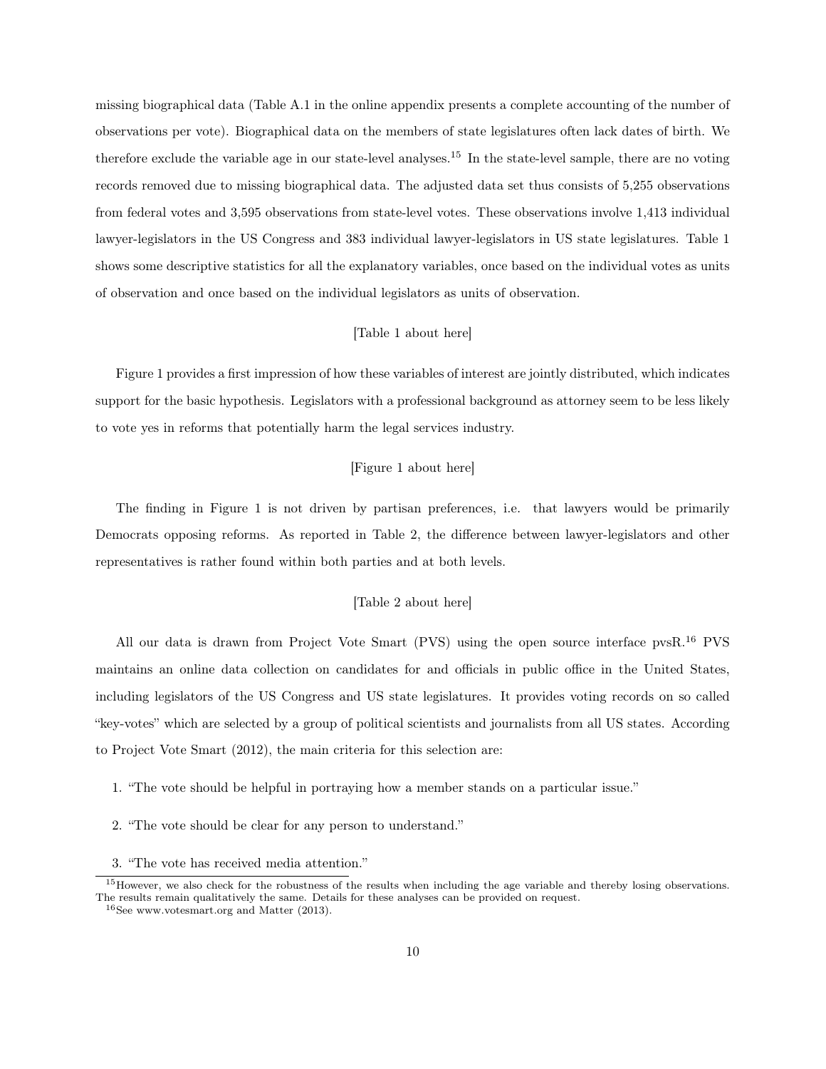missing biographical data (Table A.1 in the online appendix presents a complete accounting of the number of observations per vote). Biographical data on the members of state legislatures often lack dates of birth. We therefore exclude the variable age in our state-level analyses.[15] In the state-level sample, there are no voting records removed due to missing biographical data. The adjusted data set thus consists of 5,255 observations from federal votes and 3,595 observations from state-level votes. These observations involve 1,413 individual lawyer-legislators in the US Congress and 383 individual lawyer-legislators in US state legislatures. Table 1 shows some descriptive statistics for all the explanatory variables, once based on the individual votes as units of observation and once based on the individual legislators as units of observation.

[Table 1 about here]

Figure 1 provides a first impression of how these variables of interest are jointly distributed, which indicates support for the basic hypothesis. Legislators with a professional background as attorney seem to be less likely to vote yes in reforms that potentially harm the legal services industry.

[Figure 1 about here]

The finding in Figure 1 is not driven by partisan preferences, i.e. that lawyers would be primarily Democrats opposing reforms. As reported in Table 2, the difference between lawyer-legislators and other representatives is rather found within both parties and at both levels.

[Table 2 about here]

All our data is drawn from Project Vote Smart (PVS) using the open source interface pvsR.[16] PVS maintains an online data collection on candidates for and officials in public office in the United States, including legislators of the US Congress and US state legislatures. It provides voting records on so called "key-votes" which are selected by a group of political scientists and journalists from all US states. According to Project Vote Smart (2012), the main criteria for this selection are:

1. "The vote should be helpful in portraying how a member stands on a particular issue."
2. "The vote should be clear for any person to understand."
3. "The vote has received media attention."

[15] However, we also check for the robustness of the results when including the age variable and thereby losing observations. The results remain qualitatively the same. Details for these analyses can be provided on request.

[16] See www.votesmart.org and Matter (2013).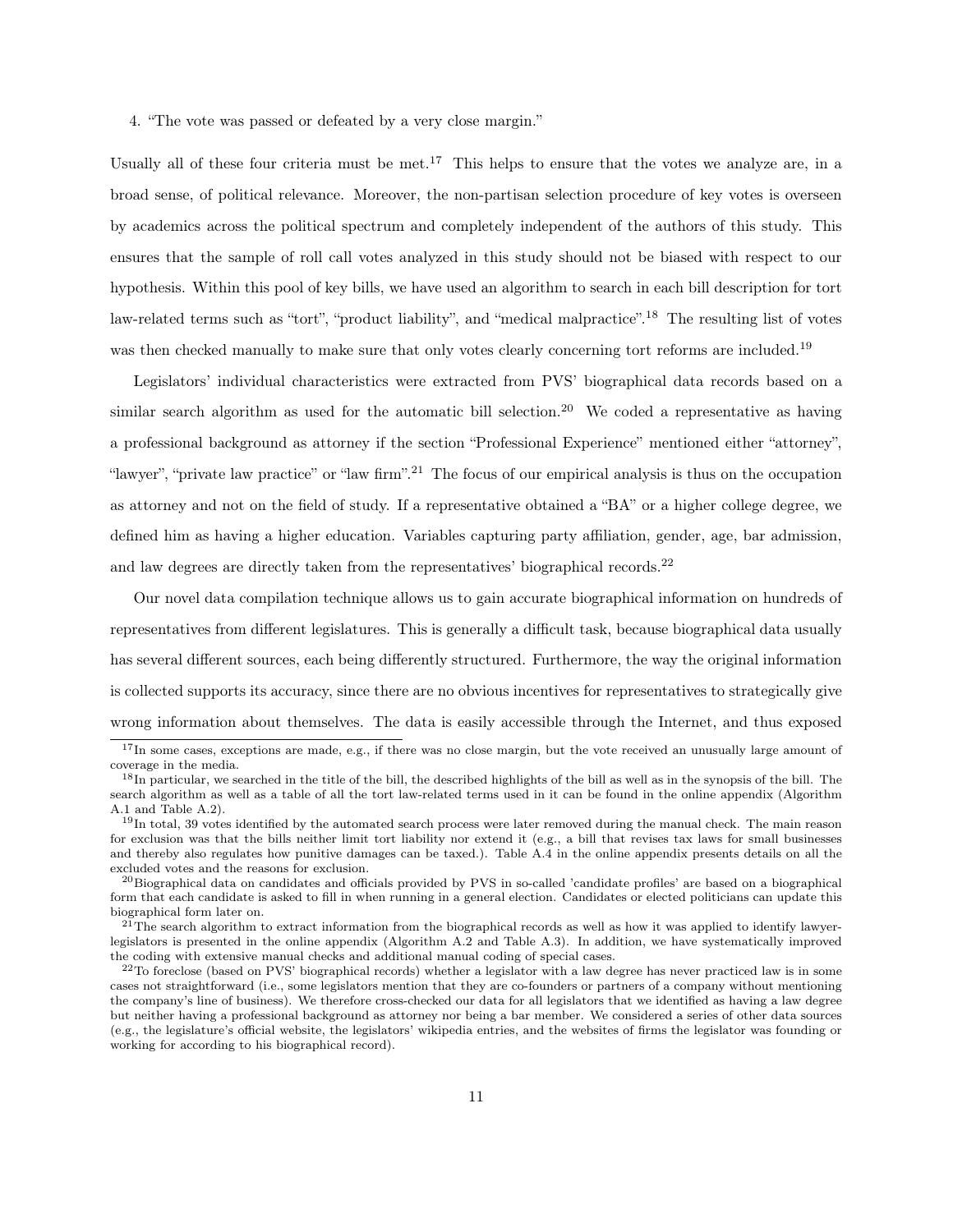4. "The vote was passed or defeated by a very close margin."

Usually all of these four criteria must be met.[17] This helps to ensure that the votes we analyze are, in a broad sense, of political relevance. Moreover, the non-partisan selection procedure of key votes is overseen by academics across the political spectrum and completely independent of the authors of this study. This ensures that the sample of roll call votes analyzed in this study should not be biased with respect to our hypothesis. Within this pool of key bills, we have used an algorithm to search in each bill description for tort law-related terms such as "tort", "product liability", and "medical malpractice".[18] The resulting list of votes was then checked manually to make sure that only votes clearly concerning tort reforms are included.[19]

Legislators' individual characteristics were extracted from PVS' biographical data records based on a similar search algorithm as used for the automatic bill selection.[20] We coded a representative as having a professional background as attorney if the section "Professional Experience" mentioned either "attorney", "lawyer", "private law practice" or "law firm".[21] The focus of our empirical analysis is thus on the occupation as attorney and not on the field of study. If a representative obtained a "BA" or a higher college degree, we defined him as having a higher education. Variables capturing party affiliation, gender, age, bar admission, and law degrees are directly taken from the representatives' biographical records.[22]

Our novel data compilation technique allows us to gain accurate biographical information on hundreds of representatives from different legislatures. This is generally a difficult task, because biographical data usually has several different sources, each being differently structured. Furthermore, the way the original information is collected supports its accuracy, since there are no obvious incentives for representatives to strategically give wrong information about themselves. The data is easily accessible through the Internet, and thus exposed

---

[17] In some cases, exceptions are made, e.g., if there was no close margin, but the vote received an unusually large amount of coverage in the media.

[18] In particular, we searched in the title of the bill, the described highlights of the bill as well as in the synopsis of the bill. The search algorithm as well as a table of all the tort law-related terms used in it can be found in the online appendix (Algorithm A.1 and Table A.2).

[19] In total, 39 votes identified by the automated search process were later removed during the manual check. The main reason for exclusion was that the bills neither limit tort liability nor extend it (e.g., a bill that revises tax laws for small businesses and thereby also regulates how punitive damages can be taxed.). Table A.4 in the online appendix presents details on all the excluded votes and the reasons for exclusion.

[20] Biographical data on candidates and officials provided by PVS in so-called 'candidate profiles' are based on a biographical form that each candidate is asked to fill in when running in a general election. Candidates or elected politicians can update this biographical form later on.

[21] The search algorithm to extract information from the biographical records as well as how it was applied to identify lawyer-legislators is presented in the online appendix (Algorithm A.2 and Table A.3). In addition, we have systematically improved the coding with extensive manual checks and additional manual coding of special cases.

[22] To foreclose (based on PVS' biographical records) whether a legislator with a law degree has never practiced law is in some cases not straightforward (i.e., some legislators mention that they are co-founders or partners of a company without mentioning the company's line of business). We therefore cross-checked our data for all legislators that we identified as having a law degree but neither having a professional background as attorney nor being a bar member. We considered a series of other data sources (e.g., the legislature's official website, the legislators' wikipedia entries, and the websites of firms the legislator was founding or working for according to his biographical record).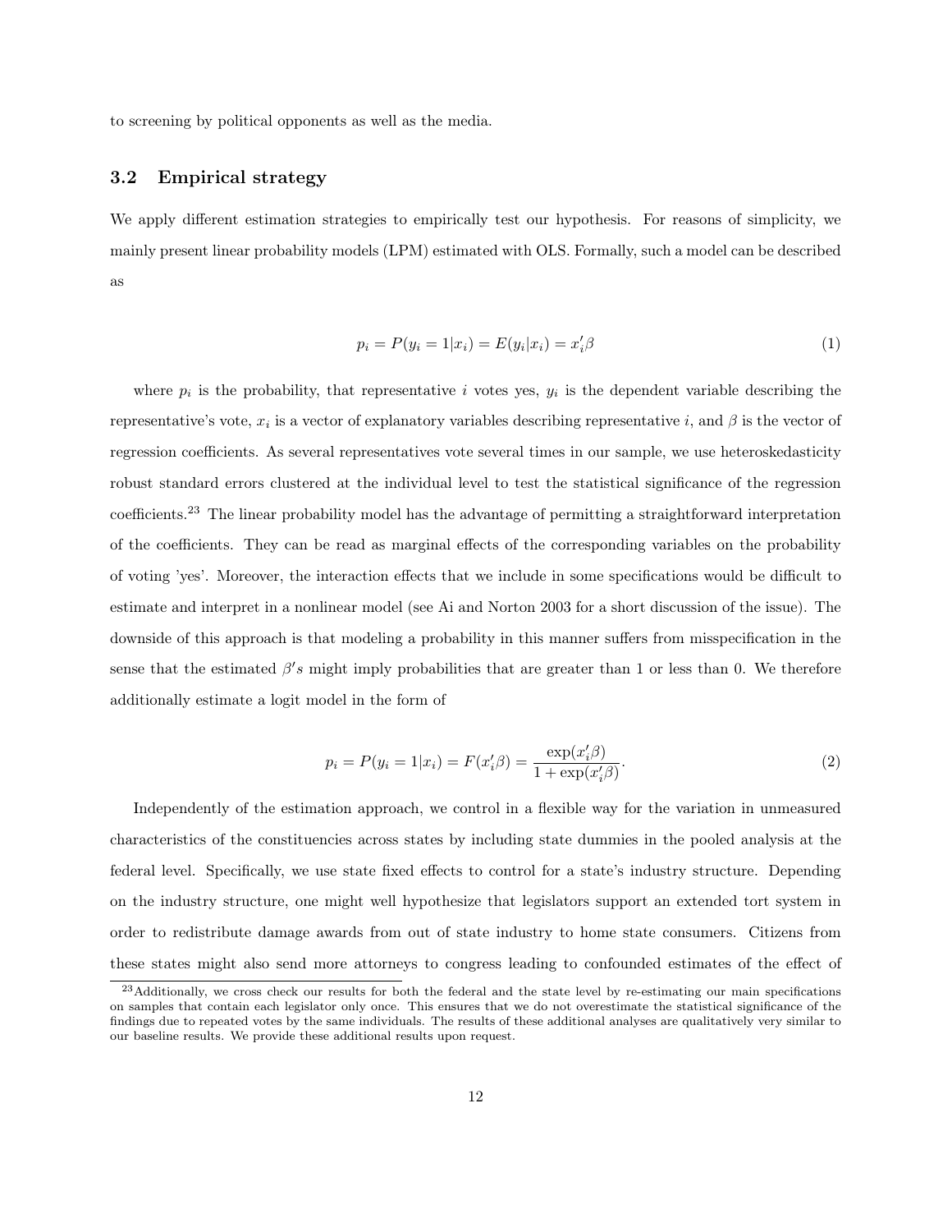to screening by political opponents as well as the media.

### 3.2 Empirical strategy

We apply different estimation strategies to empirically test our hypothesis. For reasons of simplicity, we mainly present linear probability models (LPM) estimated with OLS. Formally, such a model can be described as

$$p_i = P(y_i = 1|x_i) = E(y_i|x_i) = x_i'\beta \tag{1}$$

where $p_i$ is the probability, that representative $i$ votes yes, $y_i$ is the dependent variable describing the representative's vote, $x_i$ is a vector of explanatory variables describing representative $i$, and $\beta$ is the vector of regression coefficients. As several representatives vote several times in our sample, we use heteroskedasticity robust standard errors clustered at the individual level to test the statistical significance of the regression coefficients.[23] The linear probability model has the advantage of permitting a straightforward interpretation of the coefficients. They can be read as marginal effects of the corresponding variables on the probability of voting 'yes'. Moreover, the interaction effects that we include in some specifications would be difficult to estimate and interpret in a nonlinear model (see Ai and Norton 2003 for a short discussion of the issue). The downside of this approach is that modeling a probability in this manner suffers from misspecification in the sense that the estimated $\beta's$ might imply probabilities that are greater than 1 or less than 0. We therefore additionally estimate a logit model in the form of

$$p_i = P(y_i = 1|x_i) = F(x_i'\beta) = \frac{\exp(x_i'\beta)}{1 + \exp(x_i'\beta)}. \tag{2}$$

Independently of the estimation approach, we control in a flexible way for the variation in unmeasured characteristics of the constituencies across states by including state dummies in the pooled analysis at the federal level. Specifically, we use state fixed effects to control for a state's industry structure. Depending on the industry structure, one might well hypothesize that legislators support an extended tort system in order to redistribute damage awards from out of state industry to home state consumers. Citizens from these states might also send more attorneys to congress leading to confounded estimates of the effect of

[23] Additionally, we cross check our results for both the federal and the state level by re-estimating our main specifications on samples that contain each legislator only once. This ensures that we do not overestimate the statistical significance of the findings due to repeated votes by the same individuals. The results of these additional analyses are qualitatively very similar to our baseline results. We provide these additional results upon request.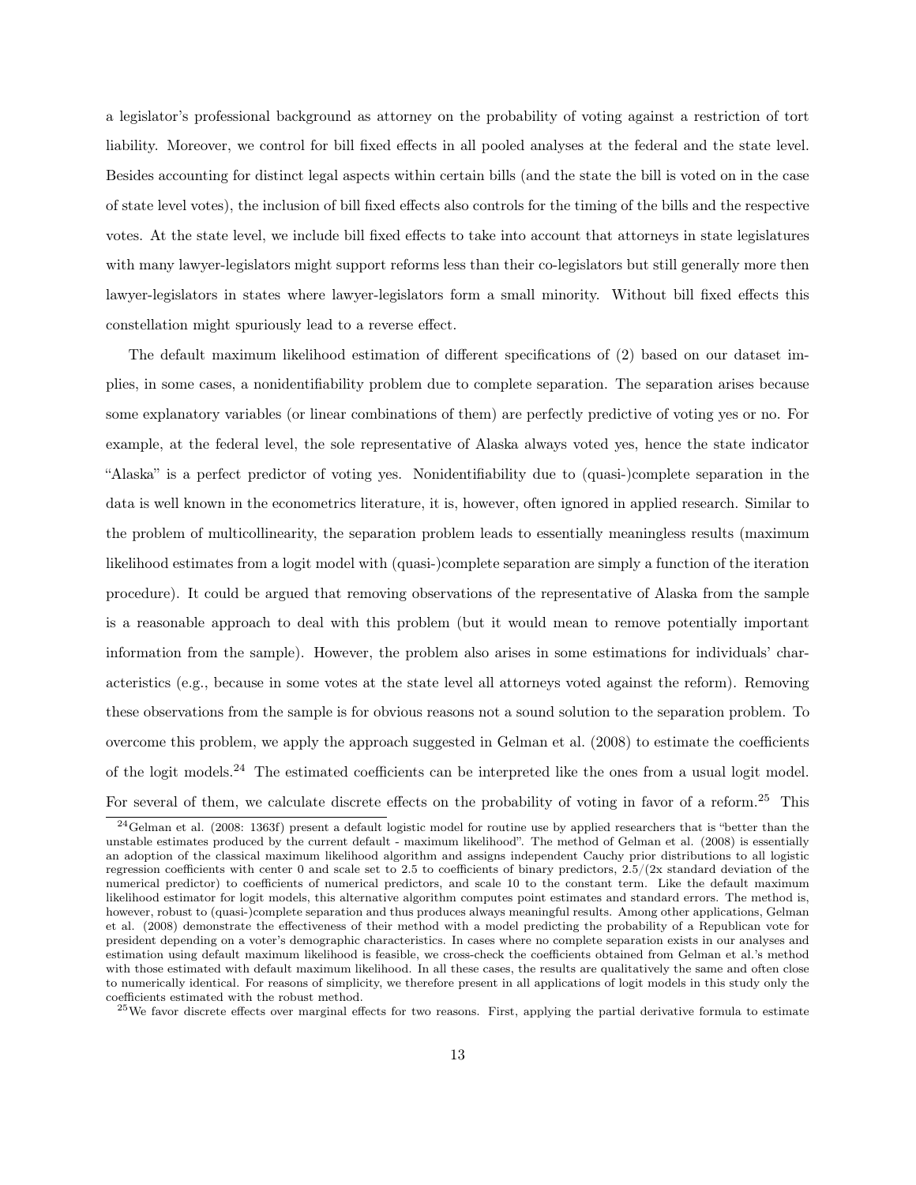a legislator's professional background as attorney on the probability of voting against a restriction of tort liability. Moreover, we control for bill fixed effects in all pooled analyses at the federal and the state level. Besides accounting for distinct legal aspects within certain bills (and the state the bill is voted on in the case of state level votes), the inclusion of bill fixed effects also controls for the timing of the bills and the respective votes. At the state level, we include bill fixed effects to take into account that attorneys in state legislatures with many lawyer-legislators might support reforms less than their co-legislators but still generally more then lawyer-legislators in states where lawyer-legislators form a small minority. Without bill fixed effects this constellation might spuriously lead to a reverse effect.

The default maximum likelihood estimation of different specifications of (2) based on our dataset implies, in some cases, a nonidentifiability problem due to complete separation. The separation arises because some explanatory variables (or linear combinations of them) are perfectly predictive of voting yes or no. For example, at the federal level, the sole representative of Alaska always voted yes, hence the state indicator "Alaska" is a perfect predictor of voting yes. Nonidentifiability due to (quasi-)complete separation in the data is well known in the econometrics literature, it is, however, often ignored in applied research. Similar to the problem of multicollinearity, the separation problem leads to essentially meaningless results (maximum likelihood estimates from a logit model with (quasi-)complete separation are simply a function of the iteration procedure). It could be argued that removing observations of the representative of Alaska from the sample is a reasonable approach to deal with this problem (but it would mean to remove potentially important information from the sample). However, the problem also arises in some estimations for individuals' characteristics (e.g., because in some votes at the state level all attorneys voted against the reform). Removing these observations from the sample is for obvious reasons not a sound solution to the separation problem. To overcome this problem, we apply the approach suggested in Gelman et al. (2008) to estimate the coefficients of the logit models.[24] The estimated coefficients can be interpreted like the ones from a usual logit model. For several of them, we calculate discrete effects on the probability of voting in favor of a reform.[25] This

[24] Gelman et al. (2008: 1363f) present a default logistic model for routine use by applied researchers that is "better than the unstable estimates produced by the current default - maximum likelihood". The method of Gelman et al. (2008) is essentially an adoption of the classical maximum likelihood algorithm and assigns independent Cauchy prior distributions to all logistic regression coefficients with center 0 and scale set to 2.5 to coefficients of binary predictors, 2.5/(2x standard deviation of the numerical predictor) to coefficients of numerical predictors, and scale 10 to the constant term. Like the default maximum likelihood estimator for logit models, this alternative algorithm computes point estimates and standard errors. The method is, however, robust to (quasi-)complete separation and thus produces always meaningful results. Among other applications, Gelman et al. (2008) demonstrate the effectiveness of their method with a model predicting the probability of a Republican vote for president depending on a voter's demographic characteristics. In cases where no complete separation exists in our analyses and estimation using default maximum likelihood is feasible, we cross-check the coefficients obtained from Gelman et al.'s method with those estimated with default maximum likelihood. In all these cases, the results are qualitatively the same and often close to numerically identical. For reasons of simplicity, we therefore present in all applications of logit models in this study only the coefficients estimated with the robust method.

[25] We favor discrete effects over marginal effects for two reasons. First, applying the partial derivative formula to estimate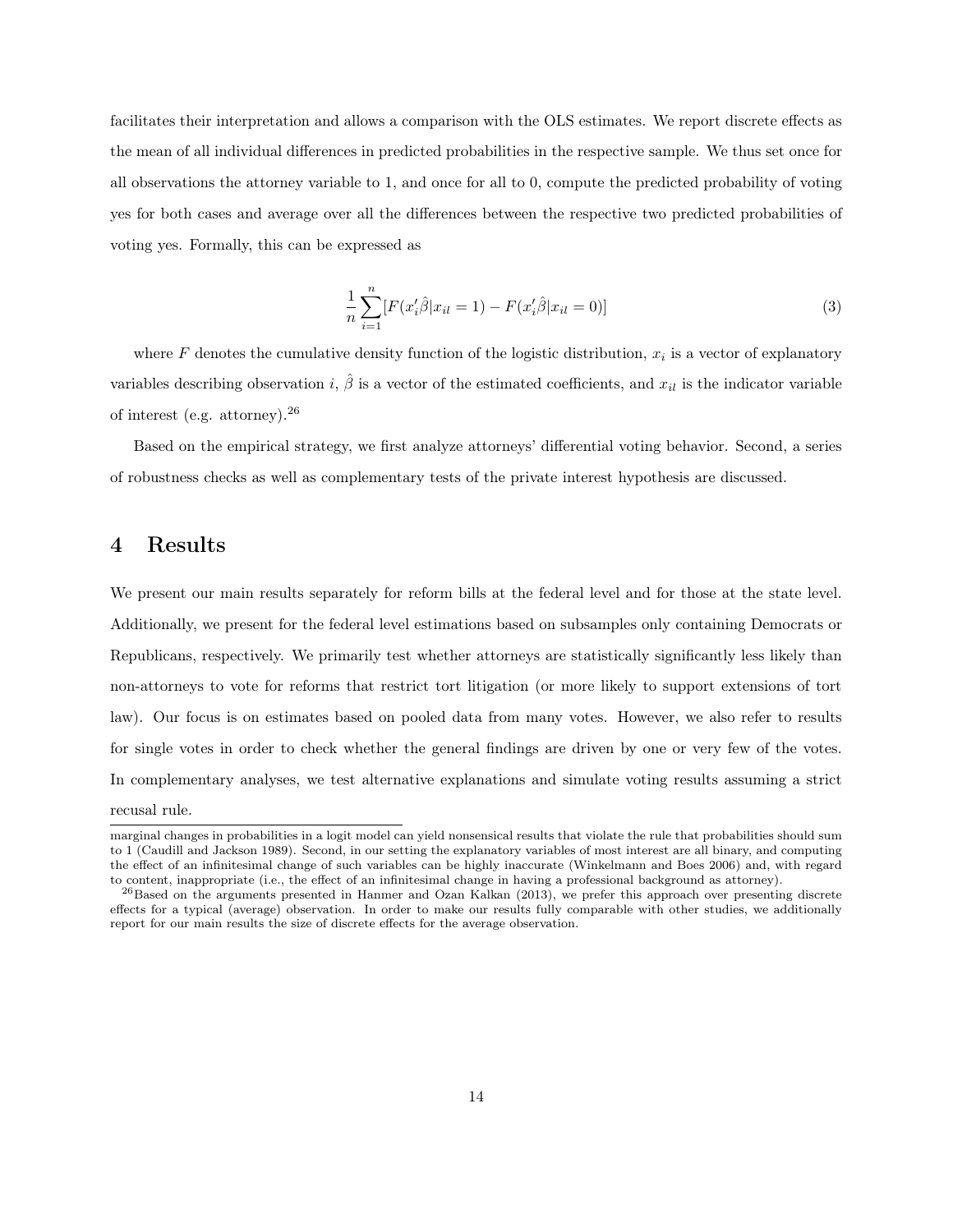facilitates their interpretation and allows a comparison with the OLS estimates. We report discrete effects as the mean of all individual differences in predicted probabilities in the respective sample. We thus set once for all observations the attorney variable to 1, and once for all to 0, compute the predicted probability of voting yes for both cases and average over all the differences between the respective two predicted probabilities of voting yes. Formally, this can be expressed as

$$\frac{1}{n}\sum_{i=1}^{n}[F(x_i'\hat{\beta}|x_{il}=1) - F(x_i'\hat{\beta}|x_{il}=0)] \tag{3}$$

where $F$ denotes the cumulative density function of the logistic distribution, $x_i$ is a vector of explanatory variables describing observation $i$, $\hat{\beta}$ is a vector of the estimated coefficients, and $x_{il}$ is the indicator variable of interest (e.g. attorney).[26]

Based on the empirical strategy, we first analyze attorneys' differential voting behavior. Second, a series of robustness checks as well as complementary tests of the private interest hypothesis are discussed.

# 4 Results

We present our main results separately for reform bills at the federal level and for those at the state level. Additionally, we present for the federal level estimations based on subsamples only containing Democrats or Republicans, respectively. We primarily test whether attorneys are statistically significantly less likely than non-attorneys to vote for reforms that restrict tort litigation (or more likely to support extensions of tort law). Our focus is on estimates based on pooled data from many votes. However, we also refer to results for single votes in order to check whether the general findings are driven by one or very few of the votes. In complementary analyses, we test alternative explanations and simulate voting results assuming a strict recusal rule.

marginal changes in probabilities in a logit model can yield nonsensical results that violate the rule that probabilities should sum to 1 (Caudill and Jackson 1989). Second, in our setting the explanatory variables of most interest are all binary, and computing the effect of an infinitesimal change of such variables can be highly inaccurate (Winkelmann and Boes 2006) and, with regard to content, inappropriate (i.e., the effect of an infinitesimal change in having a professional background as attorney).

[26] Based on the arguments presented in Hanmer and Ozan Kalkan (2013), we prefer this approach over presenting discrete effects for a typical (average) observation. In order to make our results fully comparable with other studies, we additionally report for our main results the size of discrete effects for the average observation.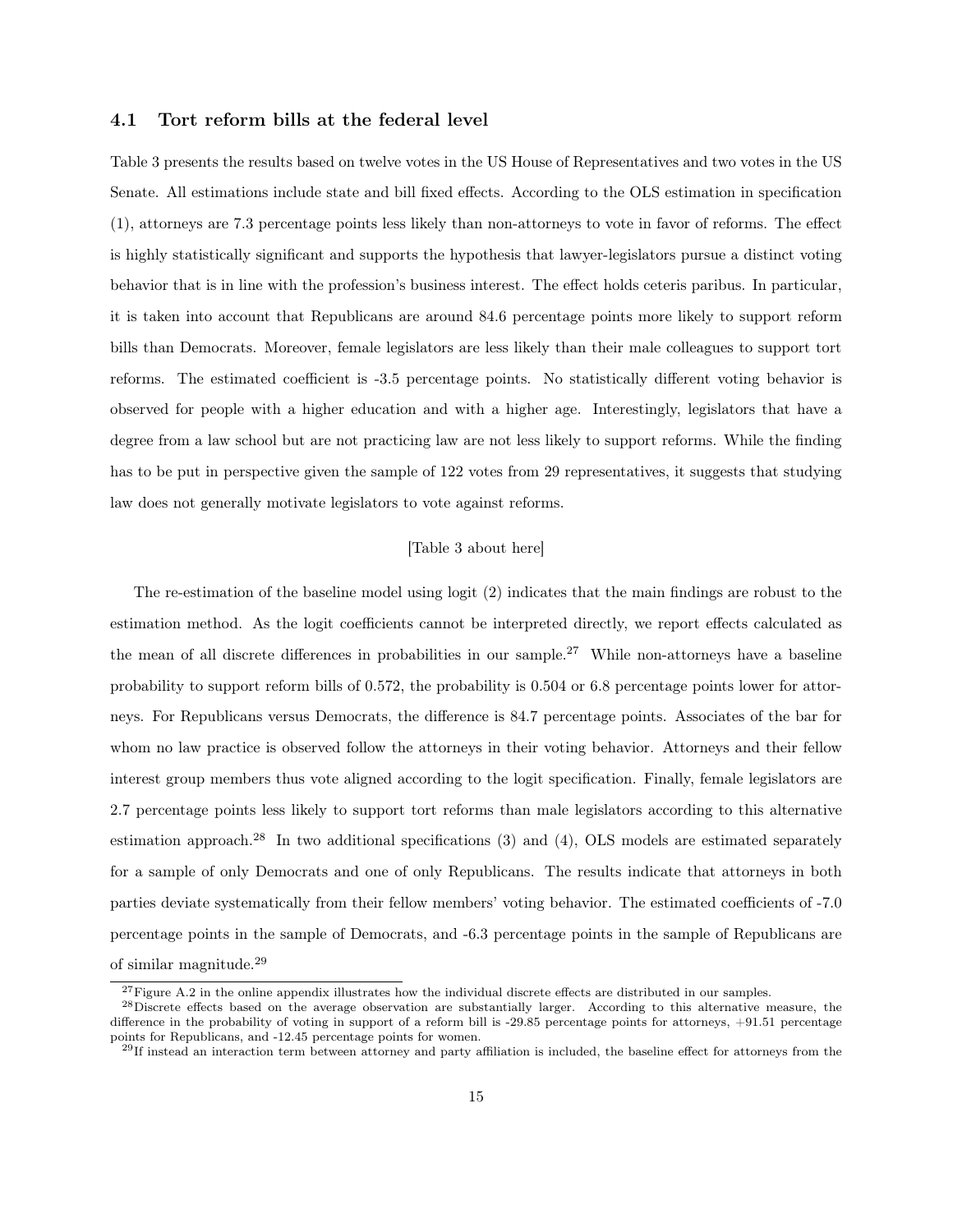### 4.1 Tort reform bills at the federal level

Table 3 presents the results based on twelve votes in the US House of Representatives and two votes in the US Senate. All estimations include state and bill fixed effects. According to the OLS estimation in specification (1), attorneys are 7.3 percentage points less likely than non-attorneys to vote in favor of reforms. The effect is highly statistically significant and supports the hypothesis that lawyer-legislators pursue a distinct voting behavior that is in line with the profession's business interest. The effect holds ceteris paribus. In particular, it is taken into account that Republicans are around 84.6 percentage points more likely to support reform bills than Democrats. Moreover, female legislators are less likely than their male colleagues to support tort reforms. The estimated coefficient is -3.5 percentage points. No statistically different voting behavior is observed for people with a higher education and with a higher age. Interestingly, legislators that have a degree from a law school but are not practicing law are not less likely to support reforms. While the finding has to be put in perspective given the sample of 122 votes from 29 representatives, it suggests that studying law does not generally motivate legislators to vote against reforms.

[Table 3 about here]

The re-estimation of the baseline model using logit (2) indicates that the main findings are robust to the estimation method. As the logit coefficients cannot be interpreted directly, we report effects calculated as the mean of all discrete differences in probabilities in our sample.[27] While non-attorneys have a baseline probability to support reform bills of 0.572, the probability is 0.504 or 6.8 percentage points lower for attorneys. For Republicans versus Democrats, the difference is 84.7 percentage points. Associates of the bar for whom no law practice is observed follow the attorneys in their voting behavior. Attorneys and their fellow interest group members thus vote aligned according to the logit specification. Finally, female legislators are 2.7 percentage points less likely to support tort reforms than male legislators according to this alternative estimation approach.[28] In two additional specifications (3) and (4), OLS models are estimated separately for a sample of only Democrats and one of only Republicans. The results indicate that attorneys in both parties deviate systematically from their fellow members' voting behavior. The estimated coefficients of -7.0 percentage points in the sample of Democrats, and -6.3 percentage points in the sample of Republicans are of similar magnitude.[29]

[27] Figure A.2 in the online appendix illustrates how the individual discrete effects are distributed in our samples.

[28] Discrete effects based on the average observation are substantially larger. According to this alternative measure, the difference in the probability of voting in support of a reform bill is -29.85 percentage points for attorneys, +91.51 percentage points for Republicans, and -12.45 percentage points for women.

[29] If instead an interaction term between attorney and party affiliation is included, the baseline effect for attorneys from the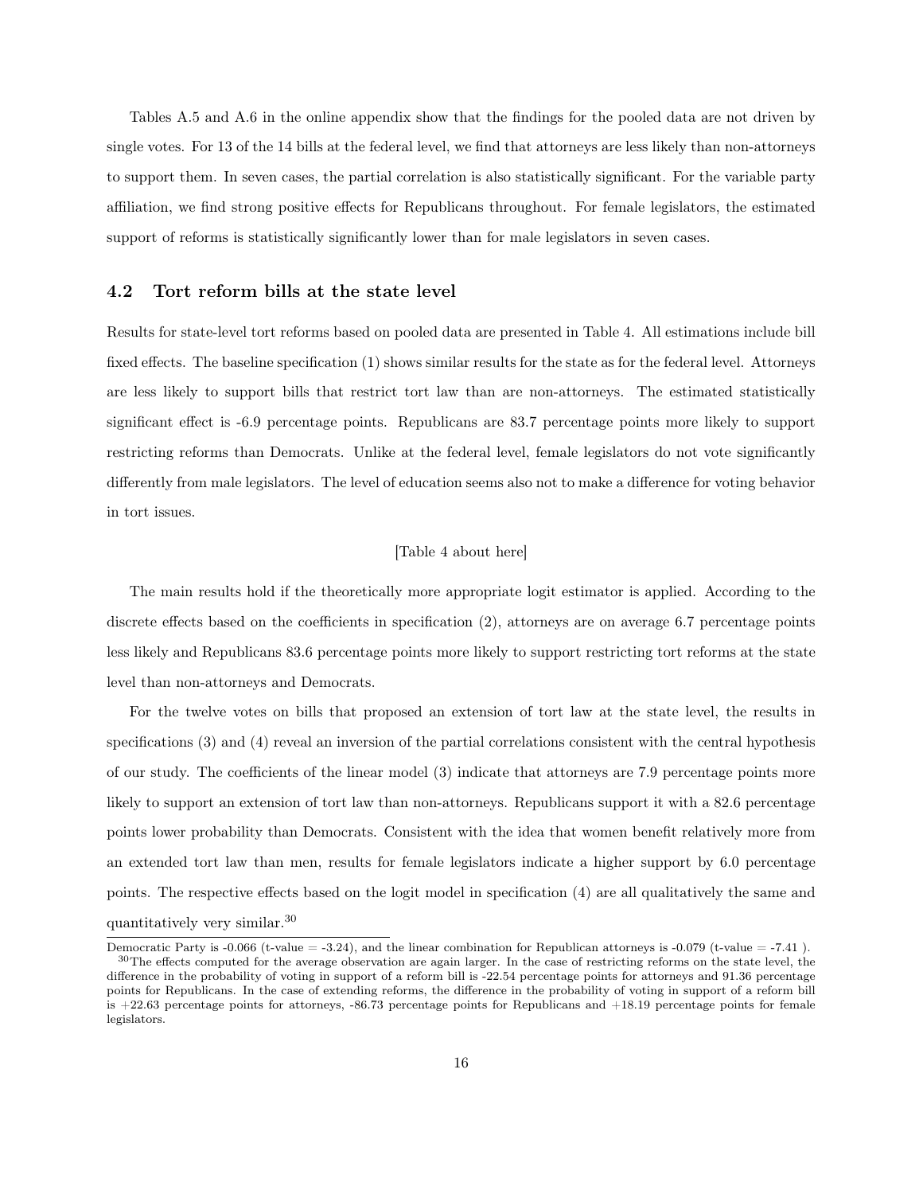Tables A.5 and A.6 in the online appendix show that the findings for the pooled data are not driven by single votes. For 13 of the 14 bills at the federal level, we find that attorneys are less likely than non-attorneys to support them. In seven cases, the partial correlation is also statistically significant. For the variable party affiliation, we find strong positive effects for Republicans throughout. For female legislators, the estimated support of reforms is statistically significantly lower than for male legislators in seven cases.

## 4.2 Tort reform bills at the state level

Results for state-level tort reforms based on pooled data are presented in Table 4. All estimations include bill fixed effects. The baseline specification (1) shows similar results for the state as for the federal level. Attorneys are less likely to support bills that restrict tort law than are non-attorneys. The estimated statistically significant effect is -6.9 percentage points. Republicans are 83.7 percentage points more likely to support restricting reforms than Democrats. Unlike at the federal level, female legislators do not vote significantly differently from male legislators. The level of education seems also not to make a difference for voting behavior in tort issues.

[Table 4 about here]

The main results hold if the theoretically more appropriate logit estimator is applied. According to the discrete effects based on the coefficients in specification (2), attorneys are on average 6.7 percentage points less likely and Republicans 83.6 percentage points more likely to support restricting tort reforms at the state level than non-attorneys and Democrats.

For the twelve votes on bills that proposed an extension of tort law at the state level, the results in specifications (3) and (4) reveal an inversion of the partial correlations consistent with the central hypothesis of our study. The coefficients of the linear model (3) indicate that attorneys are 7.9 percentage points more likely to support an extension of tort law than non-attorneys. Republicans support it with a 82.6 percentage points lower probability than Democrats. Consistent with the idea that women benefit relatively more from an extended tort law than men, results for female legislators indicate a higher support by 6.0 percentage points. The respective effects based on the logit model in specification (4) are all qualitatively the same and quantitatively very similar.[30]

---

Democratic Party is -0.066 (t-value = -3.24), and the linear combination for Republican attorneys is -0.079 (t-value = -7.41 ).

[30] The effects computed for the average observation are again larger. In the case of restricting reforms on the state level, the difference in the probability of voting in support of a reform bill is -22.54 percentage points for attorneys and 91.36 percentage points for Republicans. In the case of extending reforms, the difference in the probability of voting in support of a reform bill is +22.63 percentage points for attorneys, -86.73 percentage points for Republicans and +18.19 percentage points for female legislators.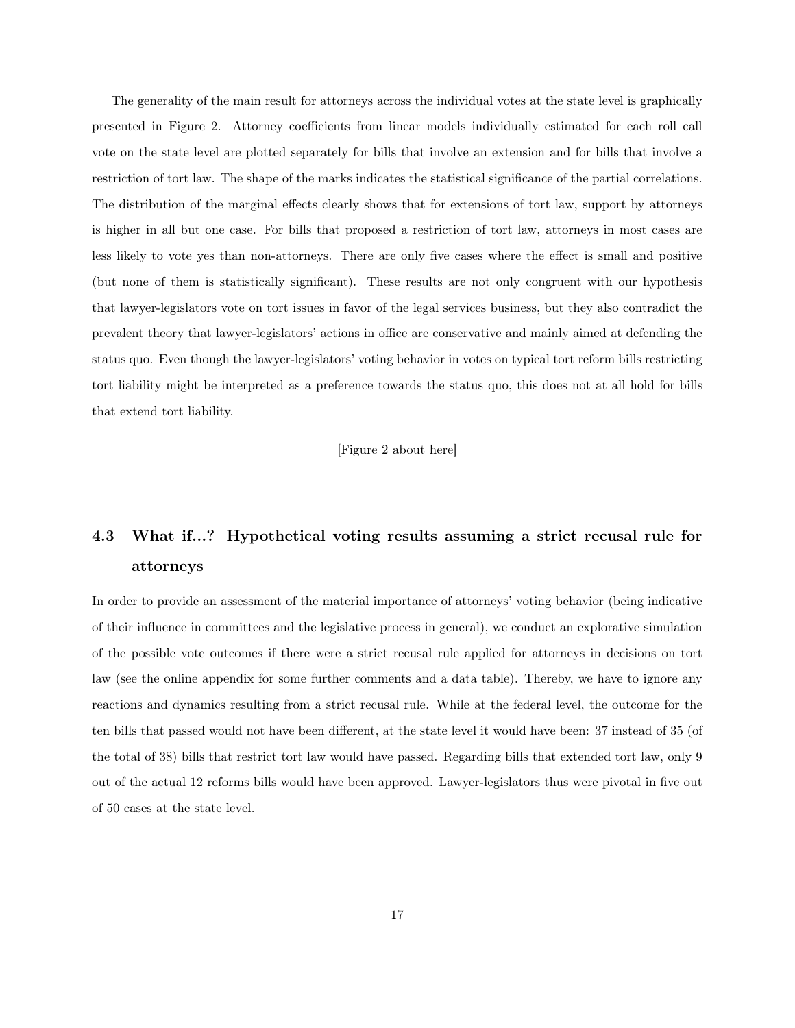The generality of the main result for attorneys across the individual votes at the state level is graphically presented in Figure 2. Attorney coefficients from linear models individually estimated for each roll call vote on the state level are plotted separately for bills that involve an extension and for bills that involve a restriction of tort law. The shape of the marks indicates the statistical significance of the partial correlations. The distribution of the marginal effects clearly shows that for extensions of tort law, support by attorneys is higher in all but one case. For bills that proposed a restriction of tort law, attorneys in most cases are less likely to vote yes than non-attorneys. There are only five cases where the effect is small and positive (but none of them is statistically significant). These results are not only congruent with our hypothesis that lawyer-legislators vote on tort issues in favor of the legal services business, but they also contradict the prevalent theory that lawyer-legislators' actions in office are conservative and mainly aimed at defending the status quo. Even though the lawyer-legislators' voting behavior in votes on typical tort reform bills restricting tort liability might be interpreted as a preference towards the status quo, this does not at all hold for bills that extend tort liability.

[Figure 2 about here]

## 4.3 What if...? Hypothetical voting results assuming a strict recusal rule for attorneys

In order to provide an assessment of the material importance of attorneys' voting behavior (being indicative of their influence in committees and the legislative process in general), we conduct an explorative simulation of the possible vote outcomes if there were a strict recusal rule applied for attorneys in decisions on tort law (see the online appendix for some further comments and a data table). Thereby, we have to ignore any reactions and dynamics resulting from a strict recusal rule. While at the federal level, the outcome for the ten bills that passed would not have been different, at the state level it would have been: 37 instead of 35 (of the total of 38) bills that restrict tort law would have passed. Regarding bills that extended tort law, only 9 out of the actual 12 reforms bills would have been approved. Lawyer-legislators thus were pivotal in five out of 50 cases at the state level.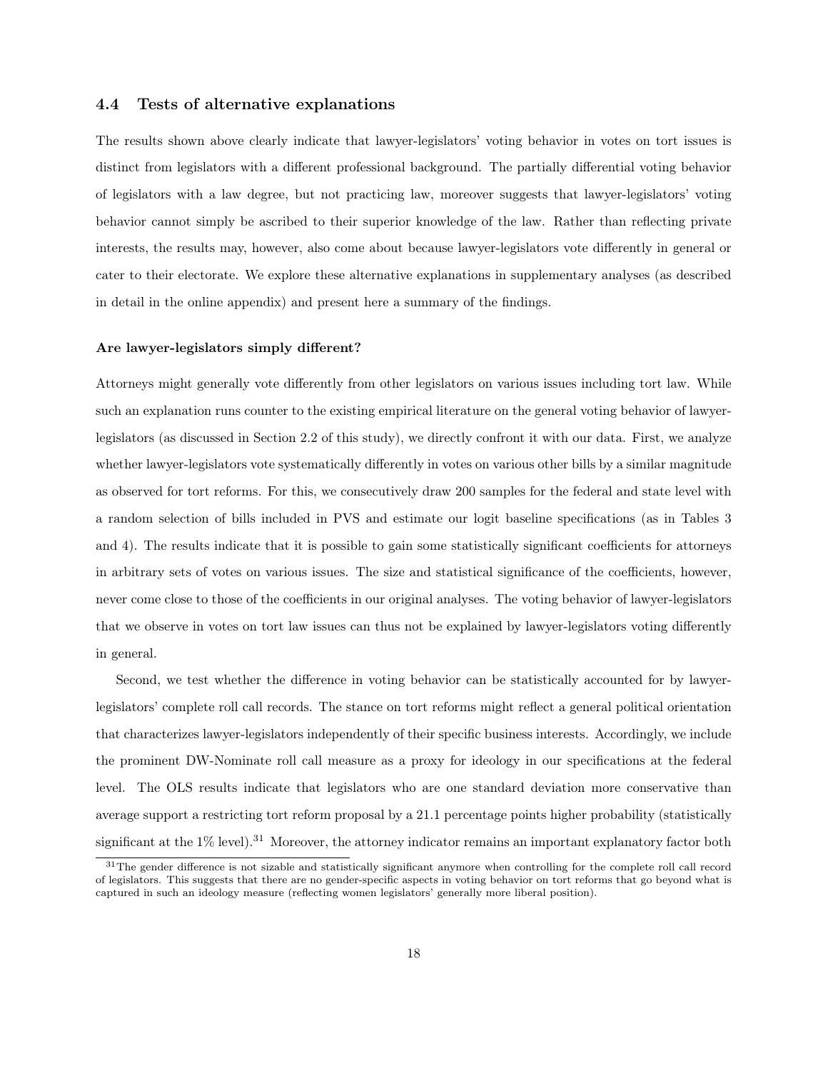## 4.4 Tests of alternative explanations

The results shown above clearly indicate that lawyer-legislators' voting behavior in votes on tort issues is distinct from legislators with a different professional background. The partially differential voting behavior of legislators with a law degree, but not practicing law, moreover suggests that lawyer-legislators' voting behavior cannot simply be ascribed to their superior knowledge of the law. Rather than reflecting private interests, the results may, however, also come about because lawyer-legislators vote differently in general or cater to their electorate. We explore these alternative explanations in supplementary analyses (as described in detail in the online appendix) and present here a summary of the findings.

**Are lawyer-legislators simply different?**

Attorneys might generally vote differently from other legislators on various issues including tort law. While such an explanation runs counter to the existing empirical literature on the general voting behavior of lawyer-legislators (as discussed in Section 2.2 of this study), we directly confront it with our data. First, we analyze whether lawyer-legislators vote systematically differently in votes on various other bills by a similar magnitude as observed for tort reforms. For this, we consecutively draw 200 samples for the federal and state level with a random selection of bills included in PVS and estimate our logit baseline specifications (as in Tables 3 and 4). The results indicate that it is possible to gain some statistically significant coefficients for attorneys in arbitrary sets of votes on various issues. The size and statistical significance of the coefficients, however, never come close to those of the coefficients in our original analyses. The voting behavior of lawyer-legislators that we observe in votes on tort law issues can thus not be explained by lawyer-legislators voting differently in general.

Second, we test whether the difference in voting behavior can be statistically accounted for by lawyer-legislators' complete roll call records. The stance on tort reforms might reflect a general political orientation that characterizes lawyer-legislators independently of their specific business interests. Accordingly, we include the prominent DW-Nominate roll call measure as a proxy for ideology in our specifications at the federal level. The OLS results indicate that legislators who are one standard deviation more conservative than average support a restricting tort reform proposal by a 21.1 percentage points higher probability (statistically significant at the 1% level).[31] Moreover, the attorney indicator remains an important explanatory factor both

[31] The gender difference is not sizable and statistically significant anymore when controlling for the complete roll call record of legislators. This suggests that there are no gender-specific aspects in voting behavior on tort reforms that go beyond what is captured in such an ideology measure (reflecting women legislators' generally more liberal position).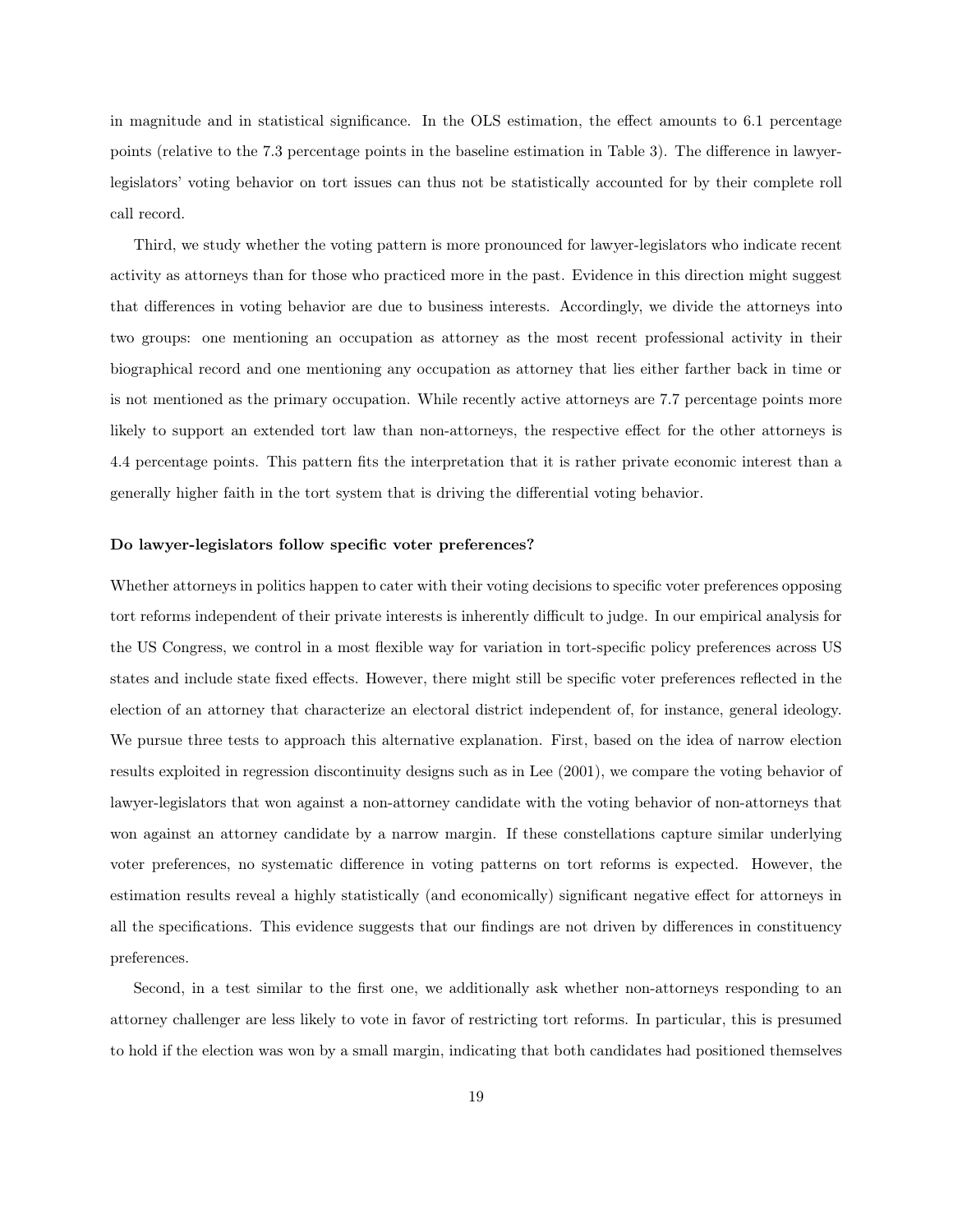in magnitude and in statistical significance. In the OLS estimation, the effect amounts to 6.1 percentage points (relative to the 7.3 percentage points in the baseline estimation in Table 3). The difference in lawyer-legislators' voting behavior on tort issues can thus not be statistically accounted for by their complete roll call record.

Third, we study whether the voting pattern is more pronounced for lawyer-legislators who indicate recent activity as attorneys than for those who practiced more in the past. Evidence in this direction might suggest that differences in voting behavior are due to business interests. Accordingly, we divide the attorneys into two groups: one mentioning an occupation as attorney as the most recent professional activity in their biographical record and one mentioning any occupation as attorney that lies either farther back in time or is not mentioned as the primary occupation. While recently active attorneys are 7.7 percentage points more likely to support an extended tort law than non-attorneys, the respective effect for the other attorneys is 4.4 percentage points. This pattern fits the interpretation that it is rather private economic interest than a generally higher faith in the tort system that is driving the differential voting behavior.

#### Do lawyer-legislators follow specific voter preferences?

Whether attorneys in politics happen to cater with their voting decisions to specific voter preferences opposing tort reforms independent of their private interests is inherently difficult to judge. In our empirical analysis for the US Congress, we control in a most flexible way for variation in tort-specific policy preferences across US states and include state fixed effects. However, there might still be specific voter preferences reflected in the election of an attorney that characterize an electoral district independent of, for instance, general ideology. We pursue three tests to approach this alternative explanation. First, based on the idea of narrow election results exploited in regression discontinuity designs such as in Lee (2001), we compare the voting behavior of lawyer-legislators that won against a non-attorney candidate with the voting behavior of non-attorneys that won against an attorney candidate by a narrow margin. If these constellations capture similar underlying voter preferences, no systematic difference in voting patterns on tort reforms is expected. However, the estimation results reveal a highly statistically (and economically) significant negative effect for attorneys in all the specifications. This evidence suggests that our findings are not driven by differences in constituency preferences.

Second, in a test similar to the first one, we additionally ask whether non-attorneys responding to an attorney challenger are less likely to vote in favor of restricting tort reforms. In particular, this is presumed to hold if the election was won by a small margin, indicating that both candidates had positioned themselves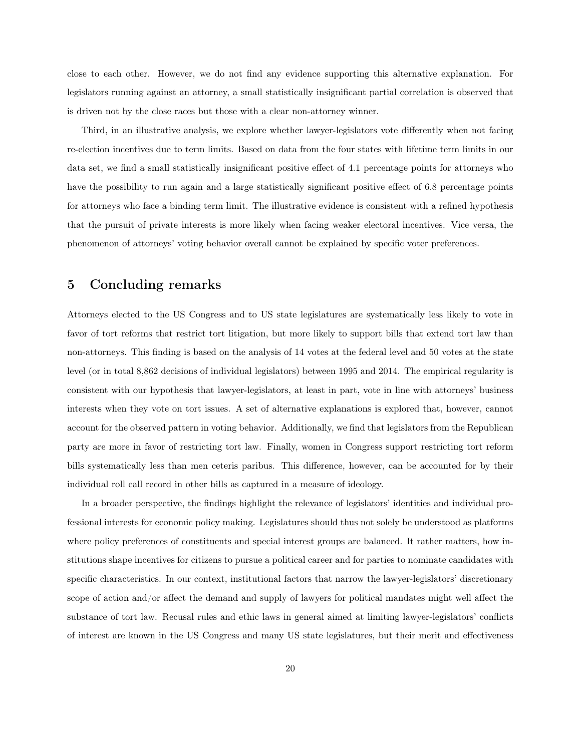close to each other. However, we do not find any evidence supporting this alternative explanation. For legislators running against an attorney, a small statistically insignificant partial correlation is observed that is driven not by the close races but those with a clear non-attorney winner.

Third, in an illustrative analysis, we explore whether lawyer-legislators vote differently when not facing re-election incentives due to term limits. Based on data from the four states with lifetime term limits in our data set, we find a small statistically insignificant positive effect of 4.1 percentage points for attorneys who have the possibility to run again and a large statistically significant positive effect of 6.8 percentage points for attorneys who face a binding term limit. The illustrative evidence is consistent with a refined hypothesis that the pursuit of private interests is more likely when facing weaker electoral incentives. Vice versa, the phenomenon of attorneys' voting behavior overall cannot be explained by specific voter preferences.

## 5 Concluding remarks

Attorneys elected to the US Congress and to US state legislatures are systematically less likely to vote in favor of tort reforms that restrict tort litigation, but more likely to support bills that extend tort law than non-attorneys. This finding is based on the analysis of 14 votes at the federal level and 50 votes at the state level (or in total 8,862 decisions of individual legislators) between 1995 and 2014. The empirical regularity is consistent with our hypothesis that lawyer-legislators, at least in part, vote in line with attorneys' business interests when they vote on tort issues. A set of alternative explanations is explored that, however, cannot account for the observed pattern in voting behavior. Additionally, we find that legislators from the Republican party are more in favor of restricting tort law. Finally, women in Congress support restricting tort reform bills systematically less than men ceteris paribus. This difference, however, can be accounted for by their individual roll call record in other bills as captured in a measure of ideology.

In a broader perspective, the findings highlight the relevance of legislators' identities and individual professional interests for economic policy making. Legislatures should thus not solely be understood as platforms where policy preferences of constituents and special interest groups are balanced. It rather matters, how institutions shape incentives for citizens to pursue a political career and for parties to nominate candidates with specific characteristics. In our context, institutional factors that narrow the lawyer-legislators' discretionary scope of action and/or affect the demand and supply of lawyers for political mandates might well affect the substance of tort law. Recusal rules and ethic laws in general aimed at limiting lawyer-legislators' conflicts of interest are known in the US Congress and many US state legislatures, but their merit and effectiveness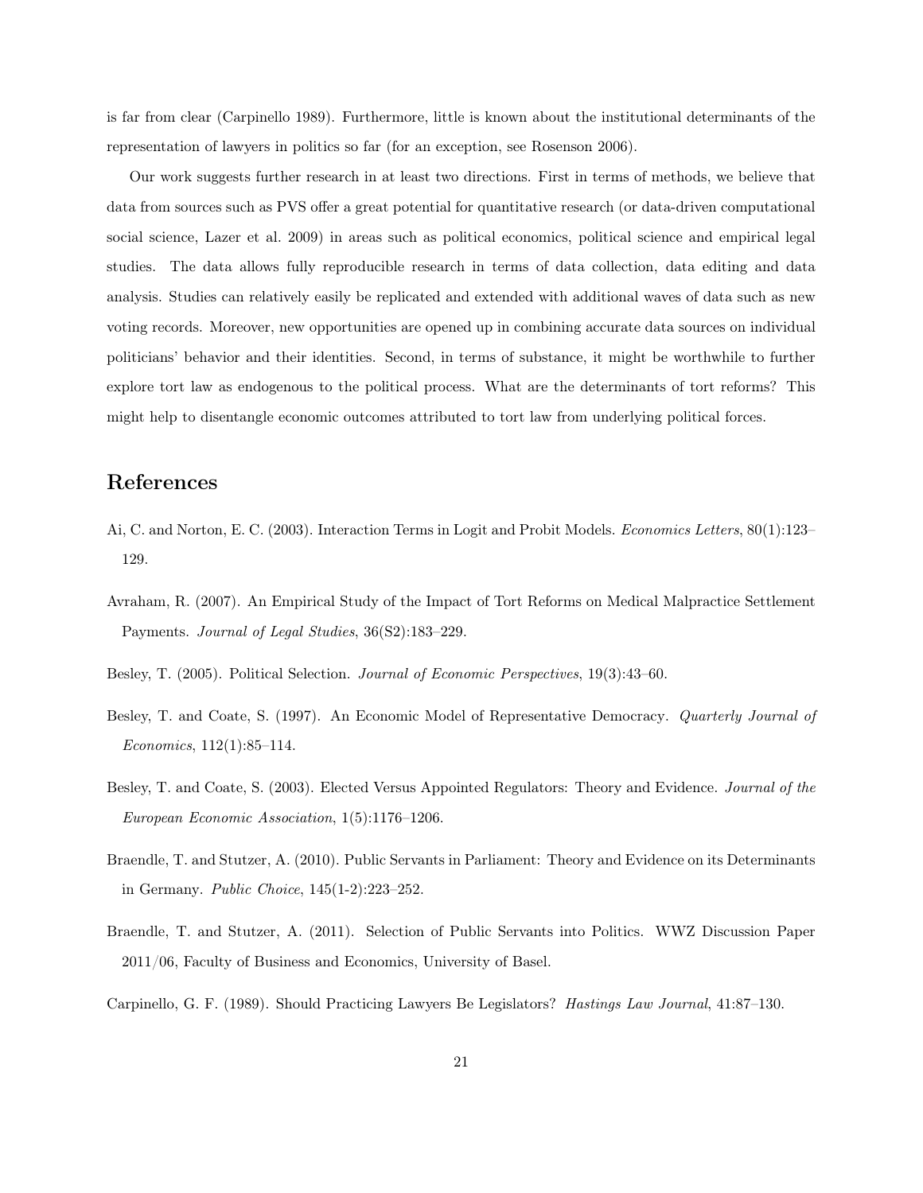is far from clear (Carpinello 1989). Furthermore, little is known about the institutional determinants of the representation of lawyers in politics so far (for an exception, see Rosenson 2006).

Our work suggests further research in at least two directions. First in terms of methods, we believe that data from sources such as PVS offer a great potential for quantitative research (or data-driven computational social science, Lazer et al. 2009) in areas such as political economics, political science and empirical legal studies. The data allows fully reproducible research in terms of data collection, data editing and data analysis. Studies can relatively easily be replicated and extended with additional waves of data such as new voting records. Moreover, new opportunities are opened up in combining accurate data sources on individual politicians' behavior and their identities. Second, in terms of substance, it might be worthwhile to further explore tort law as endogenous to the political process. What are the determinants of tort reforms? This might help to disentangle economic outcomes attributed to tort law from underlying political forces.

## References

Ai, C. and Norton, E. C. (2003). Interaction Terms in Logit and Probit Models. *Economics Letters*, 80(1):123–129.

Avraham, R. (2007). An Empirical Study of the Impact of Tort Reforms on Medical Malpractice Settlement Payments. *Journal of Legal Studies*, 36(S2):183–229.

Besley, T. (2005). Political Selection. *Journal of Economic Perspectives*, 19(3):43–60.

Besley, T. and Coate, S. (1997). An Economic Model of Representative Democracy. *Quarterly Journal of Economics*, 112(1):85–114.

Besley, T. and Coate, S. (2003). Elected Versus Appointed Regulators: Theory and Evidence. *Journal of the European Economic Association*, 1(5):1176–1206.

Braendle, T. and Stutzer, A. (2010). Public Servants in Parliament: Theory and Evidence on its Determinants in Germany. *Public Choice*, 145(1-2):223–252.

Braendle, T. and Stutzer, A. (2011). Selection of Public Servants into Politics. WWZ Discussion Paper 2011/06, Faculty of Business and Economics, University of Basel.

Carpinello, G. F. (1989). Should Practicing Lawyers Be Legislators? *Hastings Law Journal*, 41:87–130.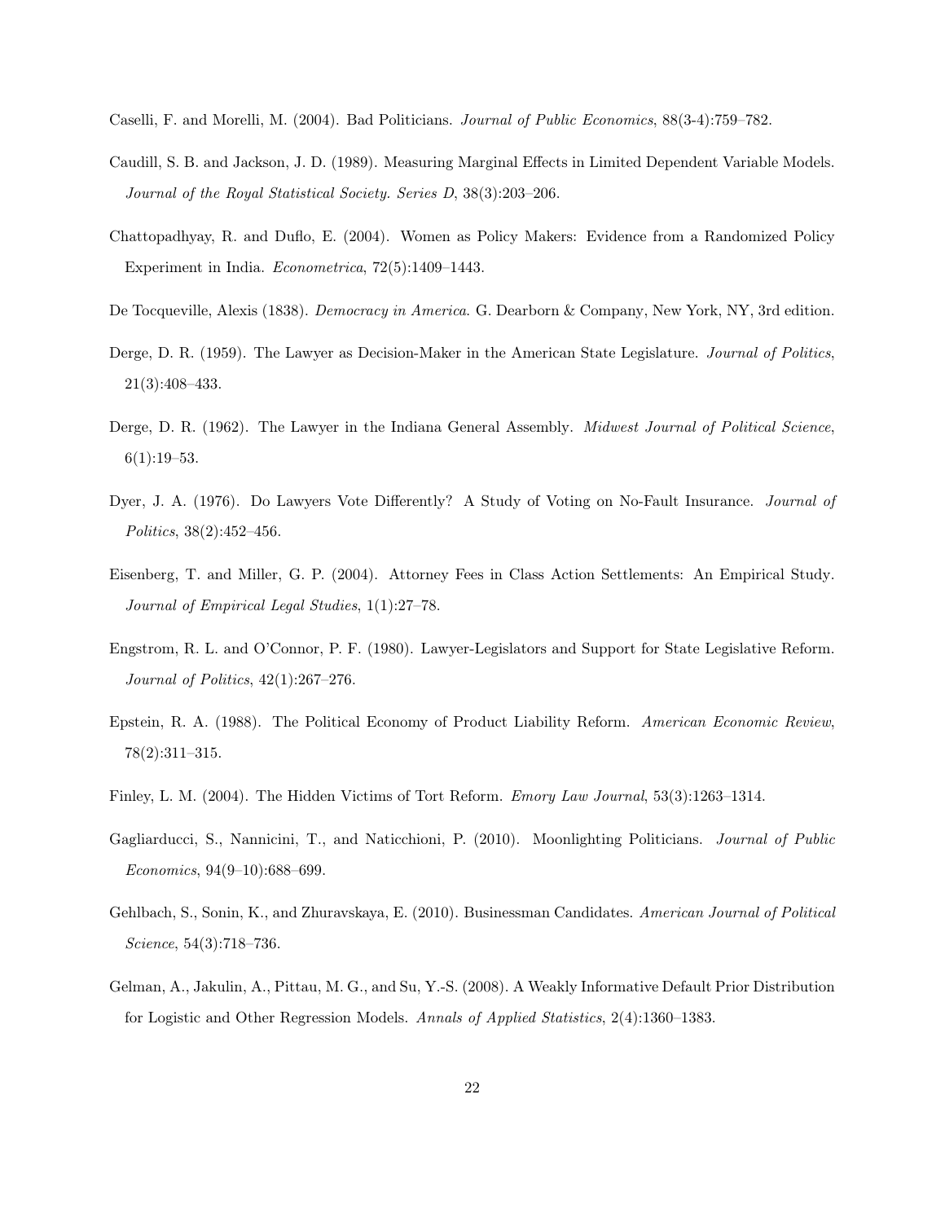Caselli, F. and Morelli, M. (2004). Bad Politicians. *Journal of Public Economics*, 88(3-4):759–782.

Caudill, S. B. and Jackson, J. D. (1989). Measuring Marginal Effects in Limited Dependent Variable Models. *Journal of the Royal Statistical Society. Series D*, 38(3):203–206.

Chattopadhyay, R. and Duflo, E. (2004). Women as Policy Makers: Evidence from a Randomized Policy Experiment in India. *Econometrica*, 72(5):1409–1443.

De Tocqueville, Alexis (1838). *Democracy in America*. G. Dearborn & Company, New York, NY, 3rd edition.

Derge, D. R. (1959). The Lawyer as Decision-Maker in the American State Legislature. *Journal of Politics*, 21(3):408–433.

Derge, D. R. (1962). The Lawyer in the Indiana General Assembly. *Midwest Journal of Political Science*, 6(1):19–53.

Dyer, J. A. (1976). Do Lawyers Vote Differently? A Study of Voting on No-Fault Insurance. *Journal of Politics*, 38(2):452–456.

Eisenberg, T. and Miller, G. P. (2004). Attorney Fees in Class Action Settlements: An Empirical Study. *Journal of Empirical Legal Studies*, 1(1):27–78.

Engstrom, R. L. and O'Connor, P. F. (1980). Lawyer-Legislators and Support for State Legislative Reform. *Journal of Politics*, 42(1):267–276.

Epstein, R. A. (1988). The Political Economy of Product Liability Reform. *American Economic Review*, 78(2):311–315.

Finley, L. M. (2004). The Hidden Victims of Tort Reform. *Emory Law Journal*, 53(3):1263–1314.

Gagliarducci, S., Nannicini, T., and Naticchioni, P. (2010). Moonlighting Politicians. *Journal of Public Economics*, 94(9–10):688–699.

Gehlbach, S., Sonin, K., and Zhuravskaya, E. (2010). Businessman Candidates. *American Journal of Political Science*, 54(3):718–736.

Gelman, A., Jakulin, A., Pittau, M. G., and Su, Y.-S. (2008). A Weakly Informative Default Prior Distribution for Logistic and Other Regression Models. *Annals of Applied Statistics*, 2(4):1360–1383.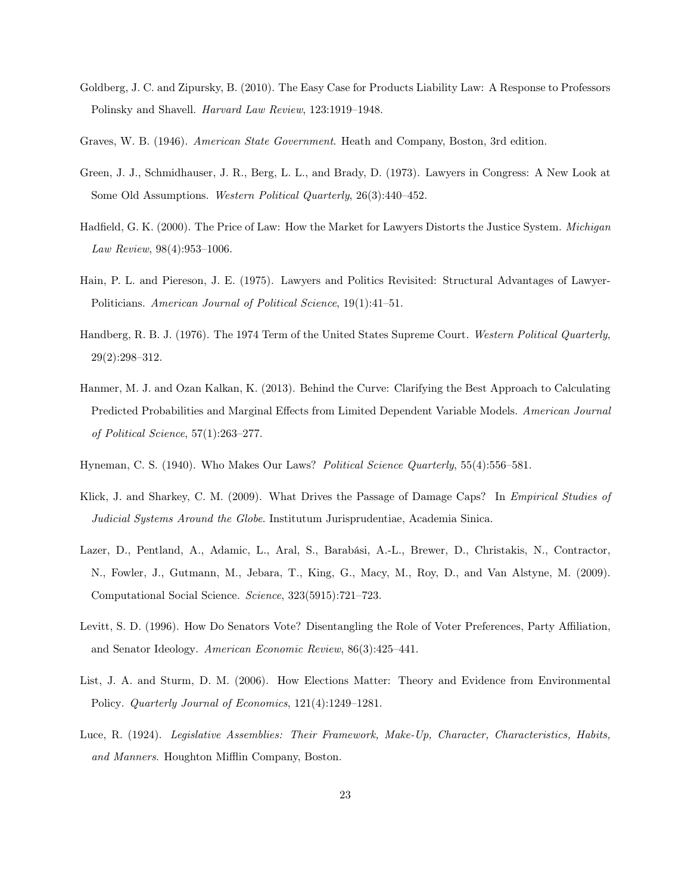Goldberg, J. C. and Zipursky, B. (2010). The Easy Case for Products Liability Law: A Response to Professors Polinsky and Shavell. *Harvard Law Review*, 123:1919–1948.

Graves, W. B. (1946). *American State Government*. Heath and Company, Boston, 3rd edition.

Green, J. J., Schmidhauser, J. R., Berg, L. L., and Brady, D. (1973). Lawyers in Congress: A New Look at Some Old Assumptions. *Western Political Quarterly*, 26(3):440–452.

Hadfield, G. K. (2000). The Price of Law: How the Market for Lawyers Distorts the Justice System. *Michigan Law Review*, 98(4):953–1006.

Hain, P. L. and Piereson, J. E. (1975). Lawyers and Politics Revisited: Structural Advantages of Lawyer-Politicians. *American Journal of Political Science*, 19(1):41–51.

Handberg, R. B. J. (1976). The 1974 Term of the United States Supreme Court. *Western Political Quarterly*, 29(2):298–312.

Hanmer, M. J. and Ozan Kalkan, K. (2013). Behind the Curve: Clarifying the Best Approach to Calculating Predicted Probabilities and Marginal Effects from Limited Dependent Variable Models. *American Journal of Political Science*, 57(1):263–277.

Hyneman, C. S. (1940). Who Makes Our Laws? *Political Science Quarterly*, 55(4):556–581.

Klick, J. and Sharkey, C. M. (2009). What Drives the Passage of Damage Caps? In *Empirical Studies of Judicial Systems Around the Globe*. Institutum Jurisprudentiae, Academia Sinica.

Lazer, D., Pentland, A., Adamic, L., Aral, S., Barabási, A.-L., Brewer, D., Christakis, N., Contractor, N., Fowler, J., Gutmann, M., Jebara, T., King, G., Macy, M., Roy, D., and Van Alstyne, M. (2009). Computational Social Science. *Science*, 323(5915):721–723.

Levitt, S. D. (1996). How Do Senators Vote? Disentangling the Role of Voter Preferences, Party Affiliation, and Senator Ideology. *American Economic Review*, 86(3):425–441.

List, J. A. and Sturm, D. M. (2006). How Elections Matter: Theory and Evidence from Environmental Policy. *Quarterly Journal of Economics*, 121(4):1249–1281.

Luce, R. (1924). *Legislative Assemblies: Their Framework, Make-Up, Character, Characteristics, Habits, and Manners*. Houghton Mifflin Company, Boston.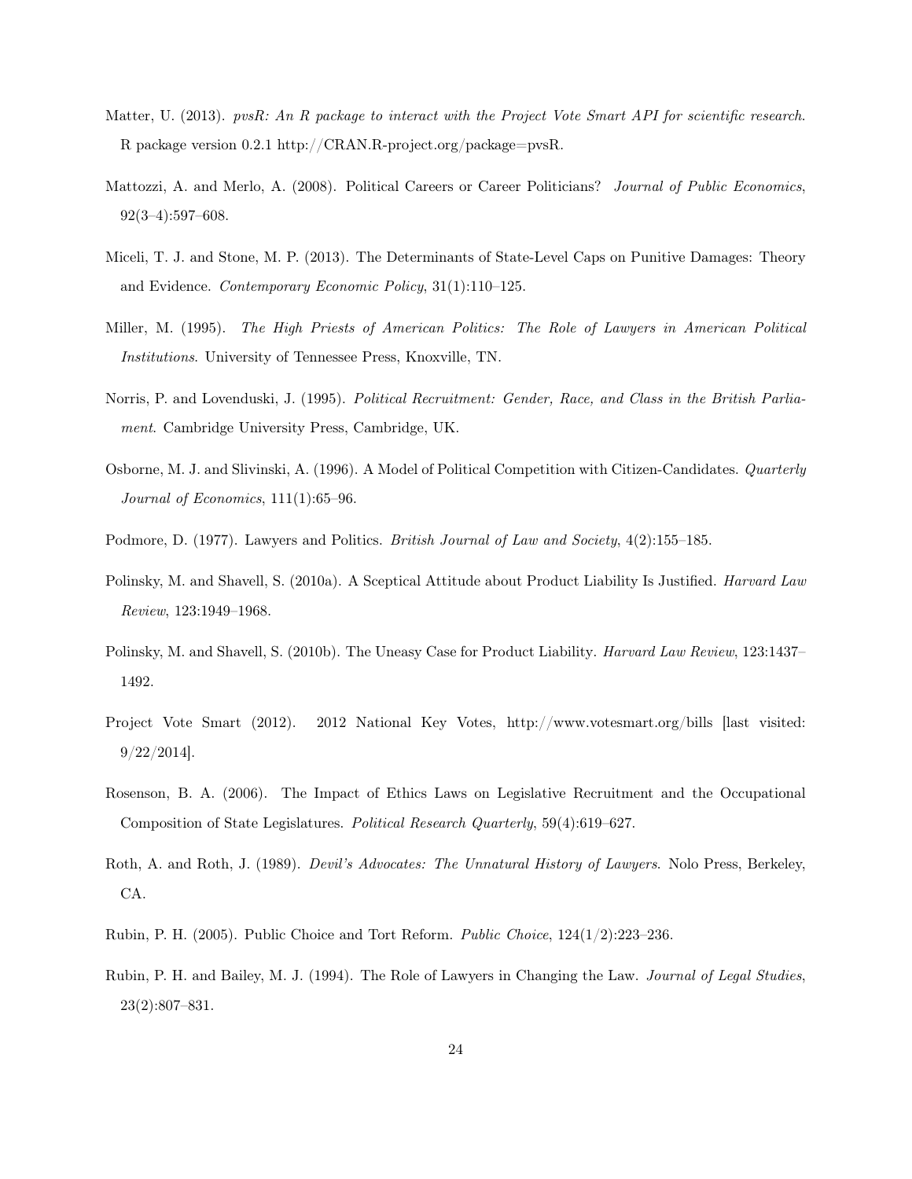Matter, U. (2013). *pvsR: An R package to interact with the Project Vote Smart API for scientific research*. R package version 0.2.1 http://CRAN.R-project.org/package=pvsR.

Mattozzi, A. and Merlo, A. (2008). Political Careers or Career Politicians? *Journal of Public Economics*, 92(3–4):597–608.

Miceli, T. J. and Stone, M. P. (2013). The Determinants of State-Level Caps on Punitive Damages: Theory and Evidence. *Contemporary Economic Policy*, 31(1):110–125.

Miller, M. (1995). *The High Priests of American Politics: The Role of Lawyers in American Political Institutions*. University of Tennessee Press, Knoxville, TN.

Norris, P. and Lovenduski, J. (1995). *Political Recruitment: Gender, Race, and Class in the British Parliament*. Cambridge University Press, Cambridge, UK.

Osborne, M. J. and Slivinski, A. (1996). A Model of Political Competition with Citizen-Candidates. *Quarterly Journal of Economics*, 111(1):65–96.

Podmore, D. (1977). Lawyers and Politics. *British Journal of Law and Society*, 4(2):155–185.

Polinsky, M. and Shavell, S. (2010a). A Sceptical Attitude about Product Liability Is Justified. *Harvard Law Review*, 123:1949–1968.

Polinsky, M. and Shavell, S. (2010b). The Uneasy Case for Product Liability. *Harvard Law Review*, 123:1437–1492.

Project Vote Smart (2012). 2012 National Key Votes, http://www.votesmart.org/bills [last visited: 9/22/2014].

Rosenson, B. A. (2006). The Impact of Ethics Laws on Legislative Recruitment and the Occupational Composition of State Legislatures. *Political Research Quarterly*, 59(4):619–627.

Roth, A. and Roth, J. (1989). *Devil's Advocates: The Unnatural History of Lawyers*. Nolo Press, Berkeley, CA.

Rubin, P. H. (2005). Public Choice and Tort Reform. *Public Choice*, 124(1/2):223–236.

Rubin, P. H. and Bailey, M. J. (1994). The Role of Lawyers in Changing the Law. *Journal of Legal Studies*, 23(2):807–831.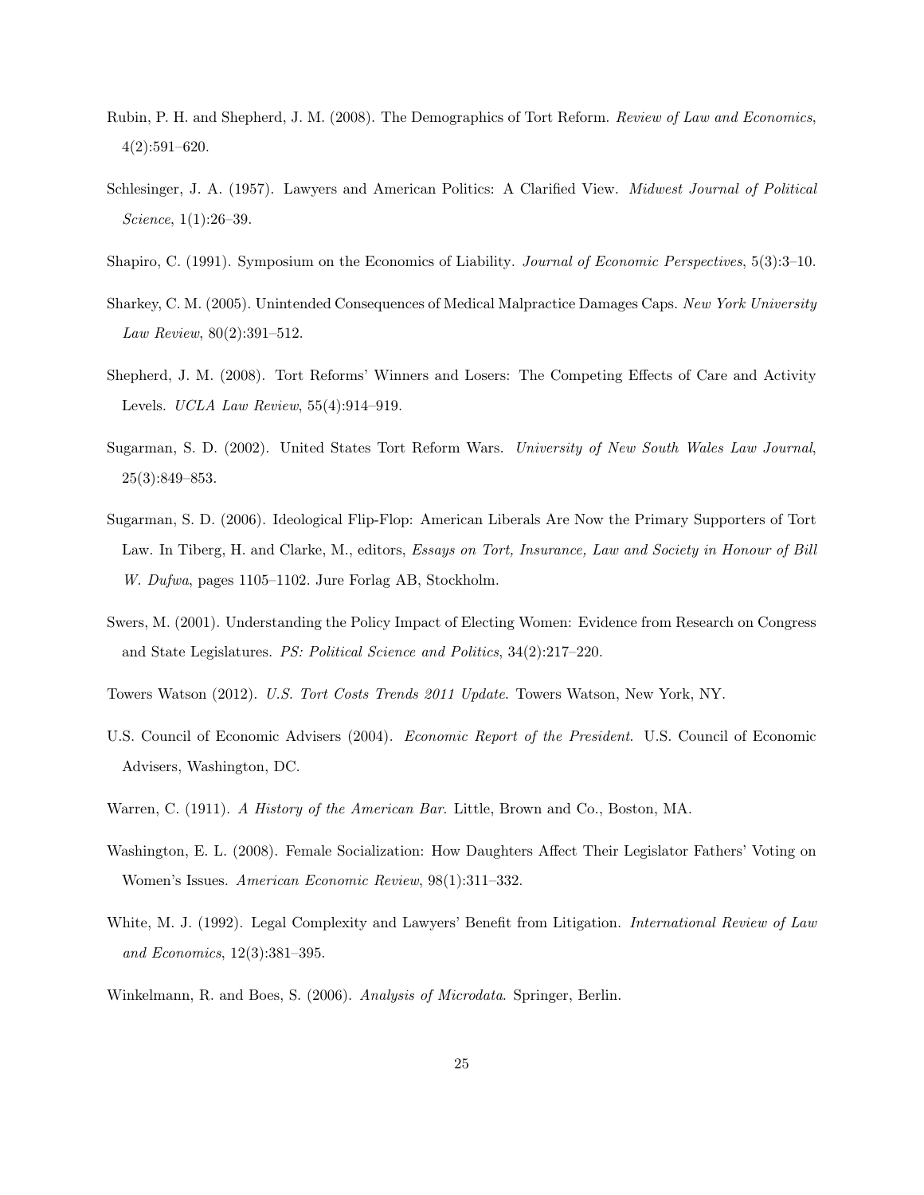Rubin, P. H. and Shepherd, J. M. (2008). The Demographics of Tort Reform. *Review of Law and Economics*, 4(2):591–620.

Schlesinger, J. A. (1957). Lawyers and American Politics: A Clarified View. *Midwest Journal of Political Science*, 1(1):26–39.

Shapiro, C. (1991). Symposium on the Economics of Liability. *Journal of Economic Perspectives*, 5(3):3–10.

Sharkey, C. M. (2005). Unintended Consequences of Medical Malpractice Damages Caps. *New York University Law Review*, 80(2):391–512.

Shepherd, J. M. (2008). Tort Reforms' Winners and Losers: The Competing Effects of Care and Activity Levels. *UCLA Law Review*, 55(4):914–919.

Sugarman, S. D. (2002). United States Tort Reform Wars. *University of New South Wales Law Journal*, 25(3):849–853.

Sugarman, S. D. (2006). Ideological Flip-Flop: American Liberals Are Now the Primary Supporters of Tort Law. In Tiberg, H. and Clarke, M., editors, *Essays on Tort, Insurance, Law and Society in Honour of Bill W. Dufwa*, pages 1105–1102. Jure Forlag AB, Stockholm.

Swers, M. (2001). Understanding the Policy Impact of Electing Women: Evidence from Research on Congress and State Legislatures. *PS: Political Science and Politics*, 34(2):217–220.

Towers Watson (2012). *U.S. Tort Costs Trends 2011 Update*. Towers Watson, New York, NY.

U.S. Council of Economic Advisers (2004). *Economic Report of the President*. U.S. Council of Economic Advisers, Washington, DC.

Warren, C. (1911). *A History of the American Bar*. Little, Brown and Co., Boston, MA.

Washington, E. L. (2008). Female Socialization: How Daughters Affect Their Legislator Fathers' Voting on Women's Issues. *American Economic Review*, 98(1):311–332.

White, M. J. (1992). Legal Complexity and Lawyers' Benefit from Litigation. *International Review of Law and Economics*, 12(3):381–395.

Winkelmann, R. and Boes, S. (2006). *Analysis of Microdata*. Springer, Berlin.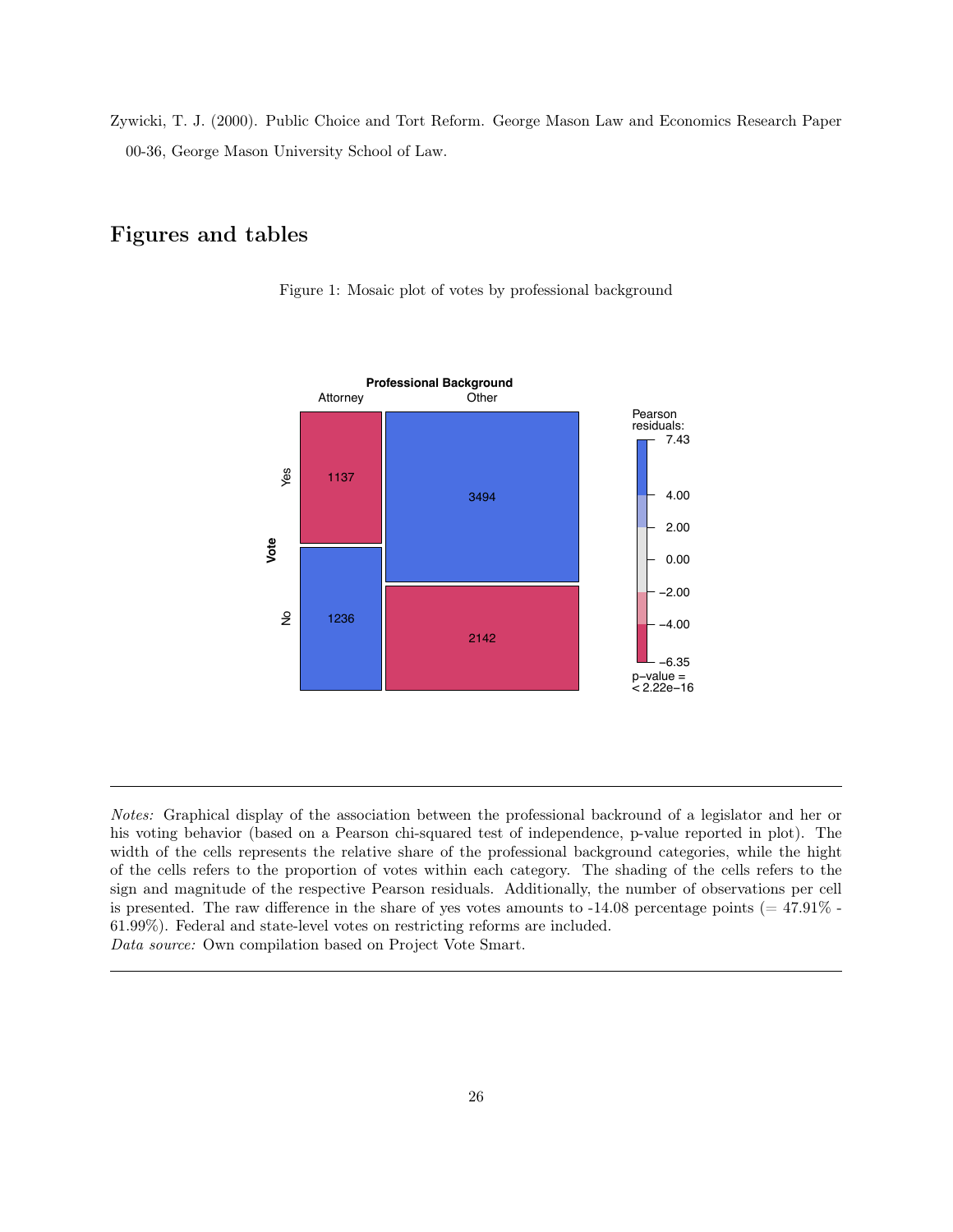Zywicki, T. J. (2000). Public Choice and Tort Reform. George Mason Law and Economics Research Paper 00-36, George Mason University School of Law.

## Figures and tables

Figure 1: Mosaic plot of votes by professional background

*Notes:* Graphical display of the association between the professional backround of a legislator and her or his voting behavior (based on a Pearson chi-squared test of independence, p-value reported in plot). The width of the cells represents the relative share of the professional background categories, while the hight of the cells refers to the proportion of votes within each category. The shading of the cells refers to the sign and magnitude of the respective Pearson residuals. Additionally, the number of observations per cell is presented. The raw difference in the share of yes votes amounts to -14.08 percentage points (= 47.91% - 61.99%). Federal and state-level votes on restricting reforms are included.
*Data source:* Own compilation based on Project Vote Smart.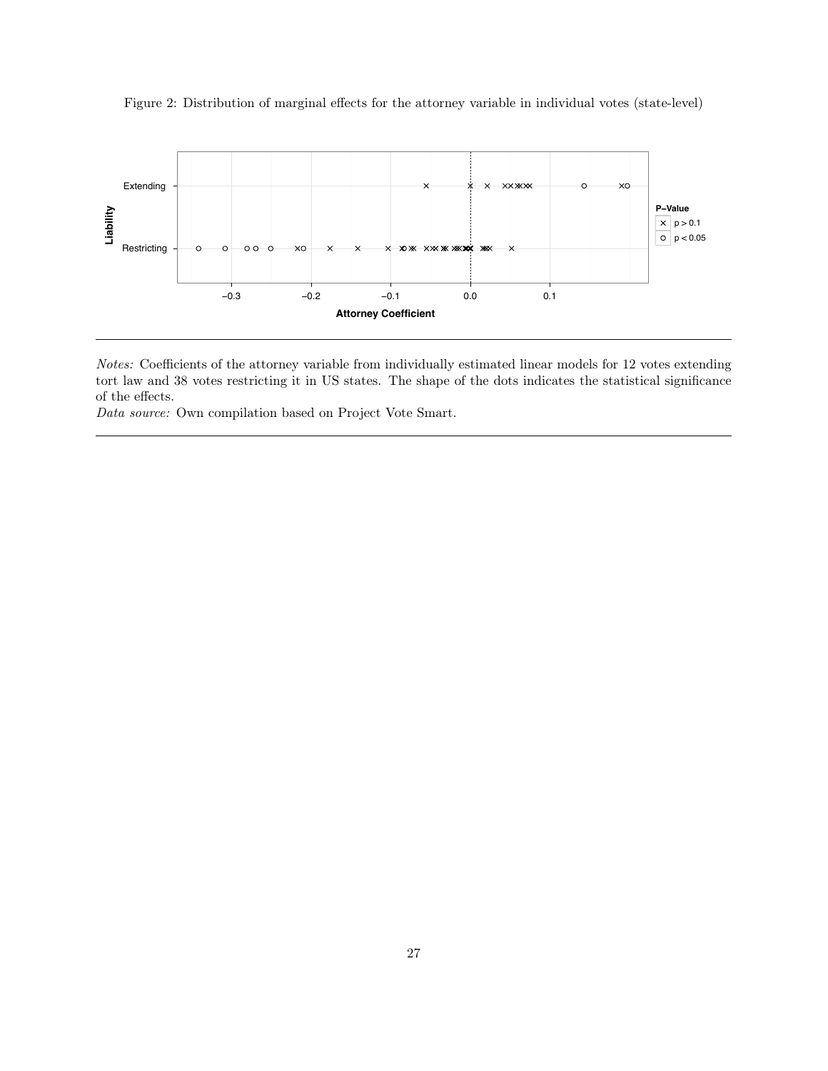Figure 2: Distribution of marginal effects for the attorney variable in individual votes (state-level)

*Notes:* Coefficients of the attorney variable from individually estimated linear models for 12 votes extending tort law and 38 votes restricting it in US states. The shape of the dots indicates the statistical significance of the effects.
*Data source:* Own compilation based on Project Vote Smart.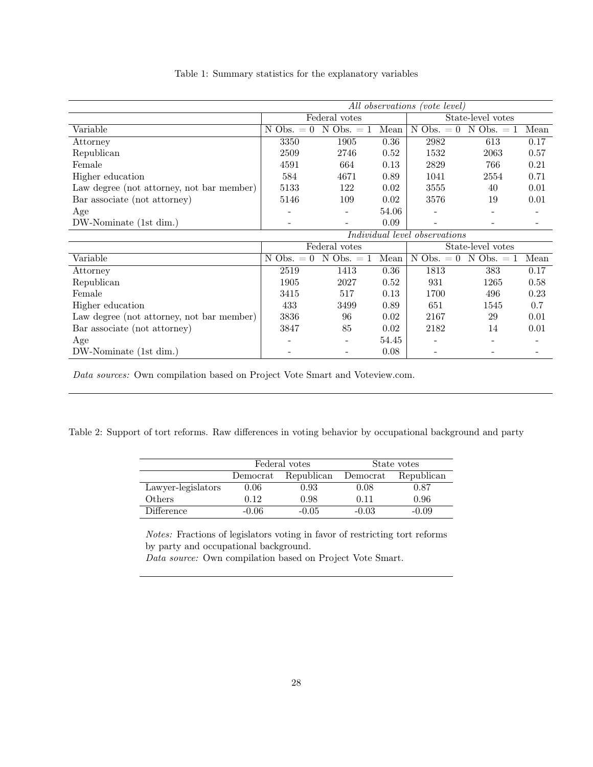Table 1: Summary statistics for the explanatory variables

| | *All observations (vote level)* | | | | | |
|---|---|---|---|---|---|---|
| | Federal votes | | | State-level votes | | |
| Variable | N Obs. = 0 | N Obs. = 1 | Mean | N Obs. = 0 | N Obs. = 1 | Mean |
| Attorney | 3350 | 1905 | 0.36 | 2982 | 613 | 0.17 |
| Republican | 2509 | 2746 | 0.52 | 1532 | 2063 | 0.57 |
| Female | 4591 | 664 | 0.13 | 2829 | 766 | 0.21 |
| Higher education | 584 | 4671 | 0.89 | 1041 | 2554 | 0.71 |
| Law degree (not attorney, not bar member) | 5133 | 122 | 0.02 | 3555 | 40 | 0.01 |
| Bar associate (not attorney) | 5146 | 109 | 0.02 | 3576 | 19 | 0.01 |
| Age | - | - | 54.06 | - | - | - |
| DW-Nominate (1st dim.) | - | - | 0.09 | - | - | - |
| | *Individual level observations* | | | | | |
| | Federal votes | | | State-level votes | | |
| Variable | N Obs. = 0 | N Obs. = 1 | Mean | N Obs. = 0 | N Obs. = 1 | Mean |
| Attorney | 2519 | 1413 | 0.36 | 1813 | 383 | 0.17 |
| Republican | 1905 | 2027 | 0.52 | 931 | 1265 | 0.58 |
| Female | 3415 | 517 | 0.13 | 1700 | 496 | 0.23 |
| Higher education | 433 | 3499 | 0.89 | 651 | 1545 | 0.7 |
| Law degree (not attorney, not bar member) | 3836 | 96 | 0.02 | 2167 | 29 | 0.01 |
| Bar associate (not attorney) | 3847 | 85 | 0.02 | 2182 | 14 | 0.01 |
| Age | - | - | 54.45 | - | - | - |
| DW-Nominate (1st dim.) | - | - | 0.08 | - | - | - |

*Data sources:* Own compilation based on Project Vote Smart and Voteview.com.

Table 2: Support of tort reforms. Raw differences in voting behavior by occupational background and party

| | Federal votes | | State votes | |
|---|---|---|---|---|
| | Democrat | Republican | Democrat | Republican |
| Lawyer-legislators | 0.06 | 0.93 | 0.08 | 0.87 |
| Others | 0.12 | 0.98 | 0.11 | 0.96 |
| Difference | -0.06 | -0.05 | -0.03 | -0.09 |

*Notes:* Fractions of legislators voting in favor of restricting tort reforms by party and occupational background.
*Data source:* Own compilation based on Project Vote Smart.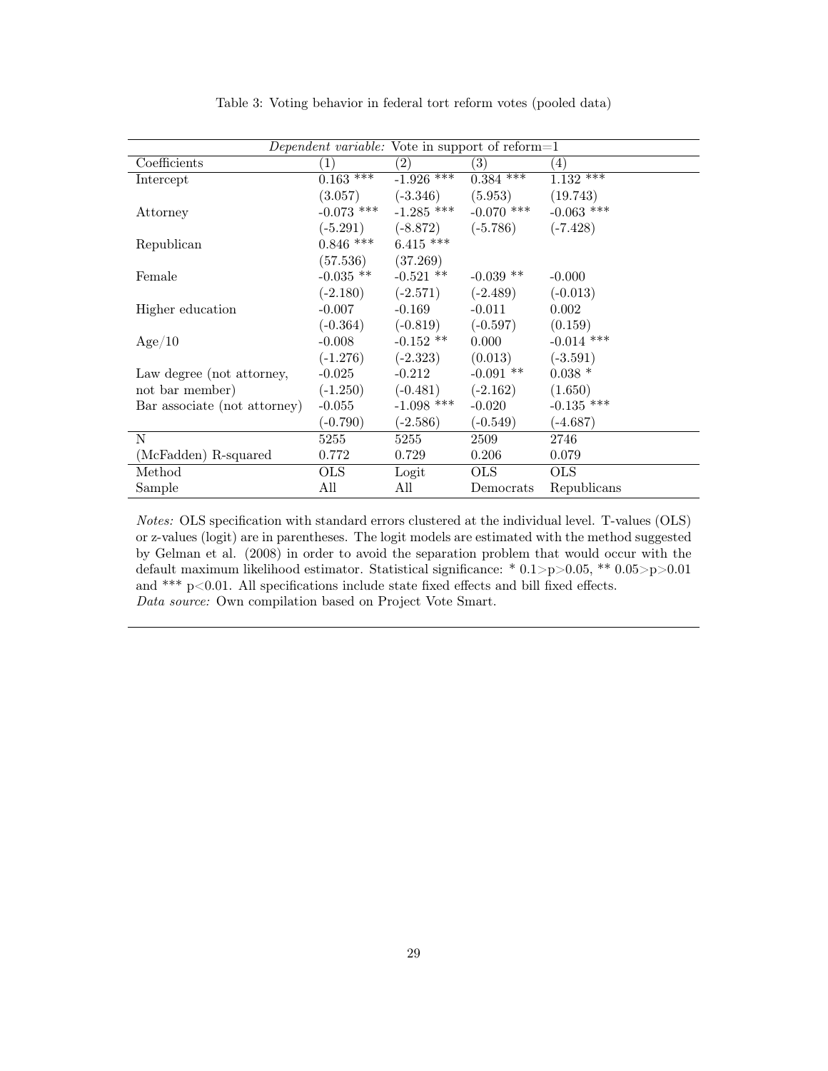Table 3: Voting behavior in federal tort reform votes (pooled data)

| *Dependent variable:* Vote in support of reform=1 | | | | |
|---|---|---|---|---|
| Coefficients | (1) | (2) | (3) | (4) |
| Intercept | 0.163 *** | -1.926 *** | 0.384 *** | 1.132 *** |
| | (3.057) | (-3.346) | (5.953) | (19.743) |
| Attorney | -0.073 *** | -1.285 *** | -0.070 *** | -0.063 *** |
| | (-5.291) | (-8.872) | (-5.786) | (-7.428) |
| Republican | 0.846 *** | 6.415 *** | | |
| | (57.536) | (37.269) | | |
| Female | -0.035 ** | -0.521 ** | -0.039 ** | -0.000 |
| | (-2.180) | (-2.571) | (-2.489) | (-0.013) |
| Higher education | -0.007 | -0.169 | -0.011 | 0.002 |
| | (-0.364) | (-0.819) | (-0.597) | (0.159) |
| Age/10 | -0.008 | -0.152 ** | 0.000 | -0.014 *** |
| | (-1.276) | (-2.323) | (0.013) | (-3.591) |
| Law degree (not attorney, | -0.025 | -0.212 | -0.091 ** | 0.038 * |
| not bar member) | (-1.250) | (-0.481) | (-2.162) | (1.650) |
| Bar associate (not attorney) | -0.055 | -1.098 *** | -0.020 | -0.135 *** |
| | (-0.790) | (-2.586) | (-0.549) | (-4.687) |
| N | 5255 | 5255 | 2509 | 2746 |
| (McFadden) R-squared | 0.772 | 0.729 | 0.206 | 0.079 |
| Method | OLS | Logit | OLS | OLS |
| Sample | All | All | Democrats | Republicans |

*Notes:* OLS specification with standard errors clustered at the individual level. T-values (OLS) or z-values (logit) are in parentheses. The logit models are estimated with the method suggested by Gelman et al. (2008) in order to avoid the separation problem that would occur with the default maximum likelihood estimator. Statistical significance: * $0.1>p>0.05$, ** $0.05>p>0.01$ and *** $p<0.01$. All specifications include state fixed effects and bill fixed effects.
*Data source:* Own compilation based on Project Vote Smart.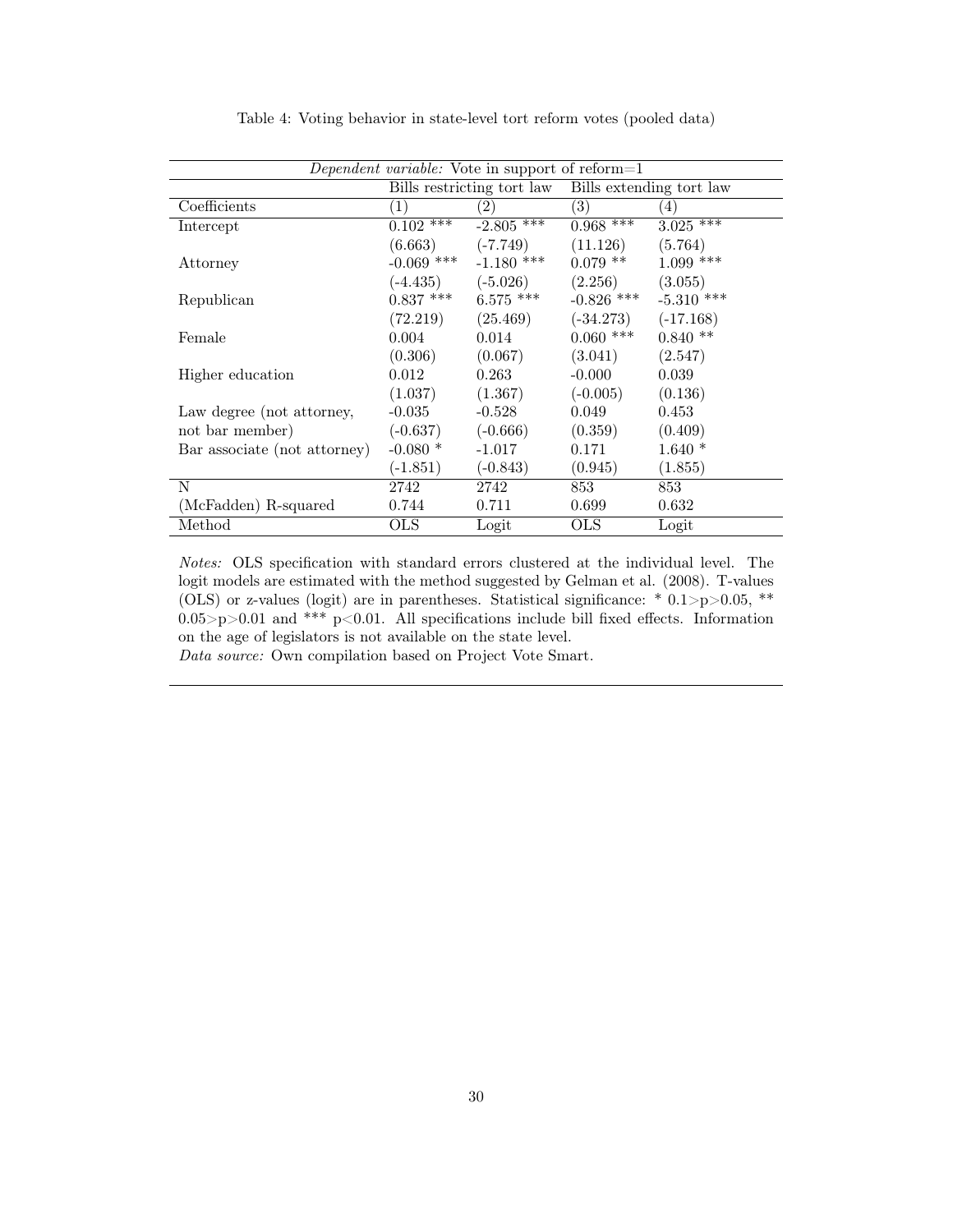Table 4: Voting behavior in state-level tort reform votes (pooled data)

| *Dependent variable:* Vote in support of reform=1 | | | | |
|---|---|---|---|---|
| | Bills restricting tort law | | Bills extending tort law | |
| Coefficients | (1) | (2) | (3) | (4) |
| Intercept | 0.102 *** | -2.805 *** | 0.968 *** | 3.025 *** |
| | (6.663) | (-7.749) | (11.126) | (5.764) |
| Attorney | -0.069 *** | -1.180 *** | 0.079 ** | 1.099 *** |
| | (-4.435) | (-5.026) | (2.256) | (3.055) |
| Republican | 0.837 *** | 6.575 *** | -0.826 *** | -5.310 *** |
| | (72.219) | (25.469) | (-34.273) | (-17.168) |
| Female | 0.004 | 0.014 | 0.060 *** | 0.840 ** |
| | (0.306) | (0.067) | (3.041) | (2.547) |
| Higher education | 0.012 | 0.263 | -0.000 | 0.039 |
| | (1.037) | (1.367) | (-0.005) | (0.136) |
| Law degree (not attorney, not bar member) | -0.035 | -0.528 | 0.049 | 0.453 |
| | (-0.637) | (-0.666) | (0.359) | (0.409) |
| Bar associate (not attorney) | -0.080 * | -1.017 | 0.171 | 1.640 * |
| | (-1.851) | (-0.843) | (0.945) | (1.855) |
| N | 2742 | 2742 | 853 | 853 |
| (McFadden) R-squared | 0.744 | 0.711 | 0.699 | 0.632 |
| Method | OLS | Logit | OLS | Logit |

*Notes:* OLS specification with standard errors clustered at the individual level. The logit models are estimated with the method suggested by Gelman et al. (2008). T-values (OLS) or z-values (logit) are in parentheses. Statistical significance: * $0.1 > p > 0.05$, ** $0.05 > p > 0.01$ and *** $p < 0.01$. All specifications include bill fixed effects. Information on the age of legislators is not available on the state level.

*Data source:* Own compilation based on Project Vote Smart.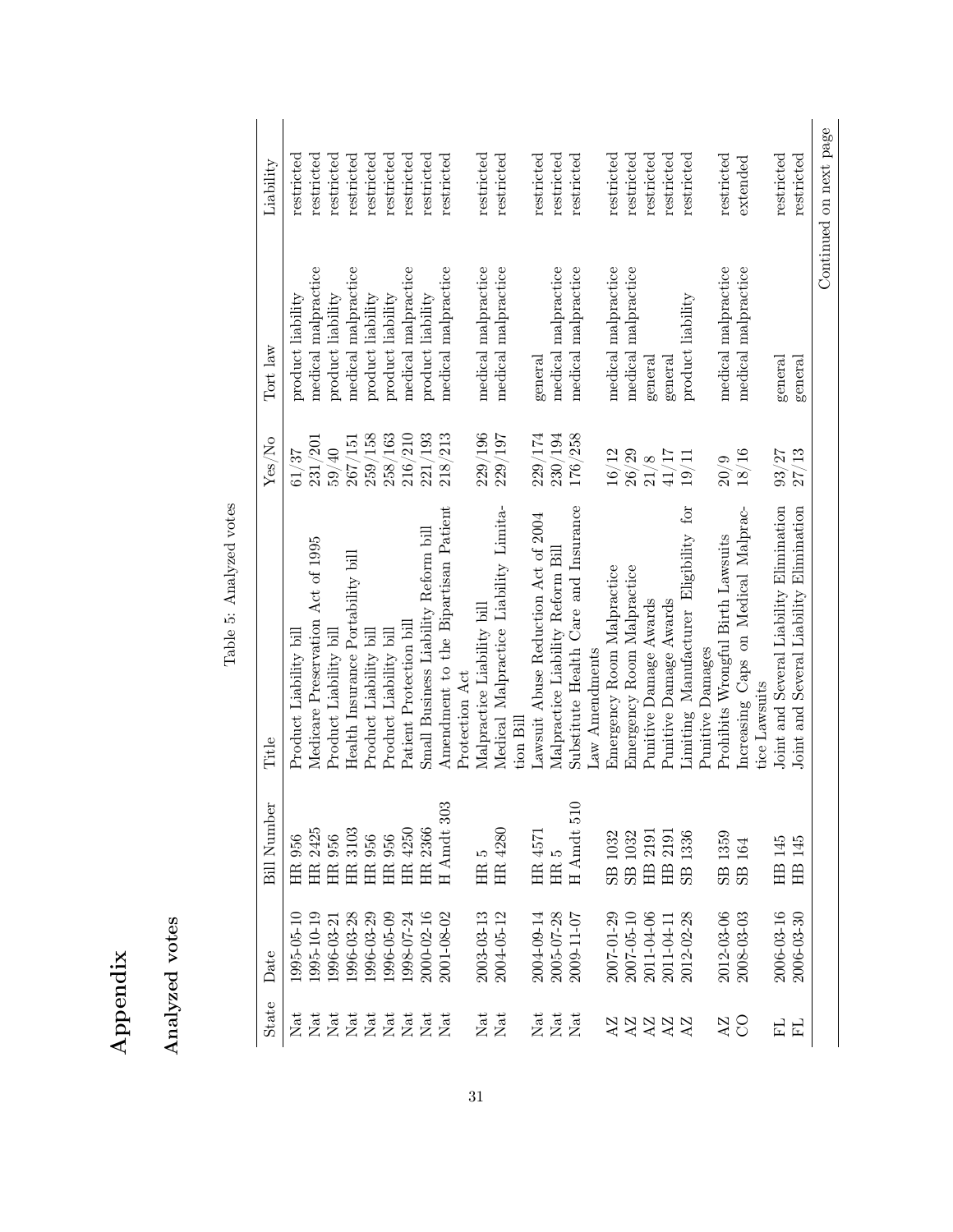# Appendix

## Analyzed votes

Table 5: Analyzed votes

| State | Date | Bill Number | Title | Yes/No | Tort law | Liability |
|---|---|---|---|---|---|---|
| Nat | 1995-05-10 | HR 956 | Product Liability bill | 61/37 | product liability | restricted |
| Nat | 1995-10-19 | HR 2425 | Medicare Preservation Act of 1995 | 231/201 | medical malpractice | restricted |
| Nat | 1996-03-21 | HR 956 | Product Liability bill | 59/40 | product liability | restricted |
| Nat | 1996-03-28 | HR 3103 | Health Insurance Portability bill | 267/151 | medical malpractice | restricted |
| Nat | 1996-03-29 | HR 956 | Product Liability bill | 259/158 | product liability | restricted |
| Nat | 1996-05-09 | HR 956 | Product Liability bill | 258/163 | product liability | restricted |
| Nat | 1998-07-24 | HR 4250 | Patient Protection bill | 216/210 | medical malpractice | restricted |
| Nat | 2000-02-16 | HR 2366 | Small Business Liability Reform bill | 221/193 | product liability | restricted |
| Nat | 2001-08-02 | H Amdt 303 | Amendment to the Bipartisan Patient Protection Act | 218/213 | medical malpractice | restricted |
| Nat | 2003-03-13 | HR 5 | Malpractice Liability bill | 229/196 | medical malpractice | restricted |
| Nat | 2004-05-12 | HR 4280 | Medical Malpractice Liability Limitation Bill | 229/197 | medical malpractice | restricted |
| Nat | 2004-09-14 | HR 4571 | Lawsuit Abuse Reduction Act of 2004 | 229/174 | general | restricted |
| Nat | 2005-07-28 | HR 5 | Malpractice Liability Reform Bill | 230/194 | medical malpractice | restricted |
| Nat | 2009-11-07 | H Amdt 510 | Substitute Health Care and Insurance Law Amendments | 176/258 | medical malpractice | restricted |
| AZ | 2007-01-29 | SB 1032 | Emergency Room Malpractice | 16/12 | medical malpractice | restricted |
| AZ | 2007-05-10 | SB 1032 | Emergency Room Malpractice | 26/29 | medical malpractice | restricted |
| AZ | 2011-04-06 | HB 2191 | Punitive Damage Awards | 21/8 | general | restricted |
| AZ | 2011-04-11 | HB 2191 | Punitive Damage Awards | 41/17 | general | restricted |
| AZ | 2012-02-28 | SB 1336 | Limiting Manufacturer Eligibility for Punitive Damages | 19/11 | product liability | restricted |
| AZ | 2012-03-06 | SB 1359 | Prohibits Wrongful Birth Lawsuits | 20/9 | medical malpractice | restricted |
| CO | 2008-03-03 | SB 164 | Increasing Caps on Medical Malpractice Lawsuits | 18/16 | medical malpractice | extended |
| FL | 2006-03-16 | HB 145 | Joint and Several Liability Elimination | 93/27 | general | restricted |
| FL | 2006-03-30 | HB 145 | Joint and Several Liability Elimination | 27/13 | general | restricted |

Continued on next page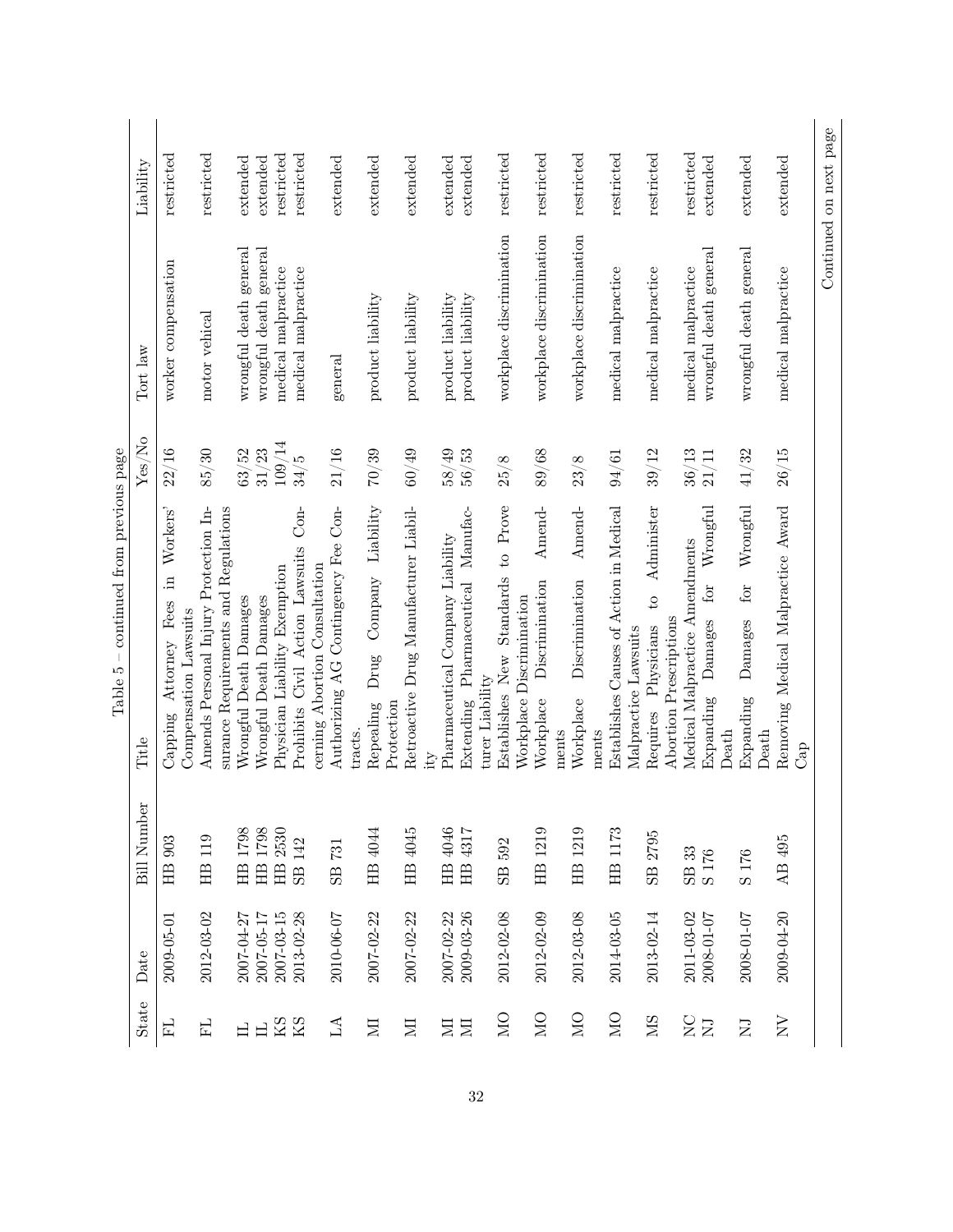Table 5 – continued from previous page

| State | Date | Bill Number | Title | Yes/No | Tort law | Liability |
|---|---|---|---|---|---|---|
| FL | 2009-05-01 | HB 903 | Capping Attorney Fees in Workers' Compensation Lawsuits | 22/16 | worker compensation | restricted |
| FL | 2012-03-02 | HB 119 | Amends Personal Injury Protection Insurance Requirements and Regulations | 85/30 | motor vehical | restricted |
| IL | 2007-04-27 | HB 1798 | Wrongful Death Damages | 63/52 | wrongful death general | extended |
| IL | 2007-05-17 | HB 1798 | Wrongful Death Damages | 31/23 | wrongful death general | extended |
| KS | 2007-03-15 | HB 2530 | Physician Liability Exemption | 109/14 | medical malpractice | restricted |
| KS | 2013-02-28 | SB 142 | Prohibits Civil Action Lawsuits Concerning Abortion Consultation | 34/5 | medical malpractice | restricted |
| LA | 2010-06-07 | SB 731 | Authorizing AG Contingency Fee Contracts. | 21/16 | general | extended |
| MI | 2007-02-22 | HB 4044 | Repealing Drug Company Liability Protection | 70/39 | product liability | extended |
| MI | 2007-02-22 | HB 4045 | Retroactive Drug Manufacturer Liability | 60/49 | product liability | extended |
| MI | 2007-02-22 | HB 4046 | Pharmaceutical Company Liability | 58/49 | product liability | extended |
| MI | 2009-03-26 | HB 4317 | Extending Pharmaceutical Manufacturer Liability | 56/53 | product liability | extended |
| MO | 2012-02-08 | SB 592 | Establishes New Standards to Prove Workplace Discrimination | 25/8 | workplace discrimination | restricted |
| MO | 2012-02-09 | HB 1219 | Workplace Discrimination Amendments | 89/68 | workplace discrimination | restricted |
| MO | 2012-03-08 | HB 1219 | Workplace Discrimination Amendments | 23/8 | workplace discrimination | restricted |
| MO | 2014-03-05 | HB 1173 | Establishes Causes of Action in Medical Malpractice Lawsuits | 94/61 | medical malpractice | restricted |
| MS | 2013-02-14 | SB 2795 | Requires Physicians to Administer Abortion Prescriptions | 39/12 | medical malpractice | restricted |
| NC | 2011-03-02 | SB 33 | Medical Malpractice Amendments | 36/13 | medical malpractice | restricted |
| NJ | 2008-01-07 | S 176 | Expanding Damages for Wrongful Death | 21/11 | wrongful death general | extended |
| NJ | 2008-01-07 | S 176 | Expanding Damages for Wrongful Death | 41/32 | wrongful death general | extended |
| NV | 2009-04-20 | AB 495 | Removing Medical Malpractice Award Cap | 26/15 | medical malpractice | extended |

Continued on next page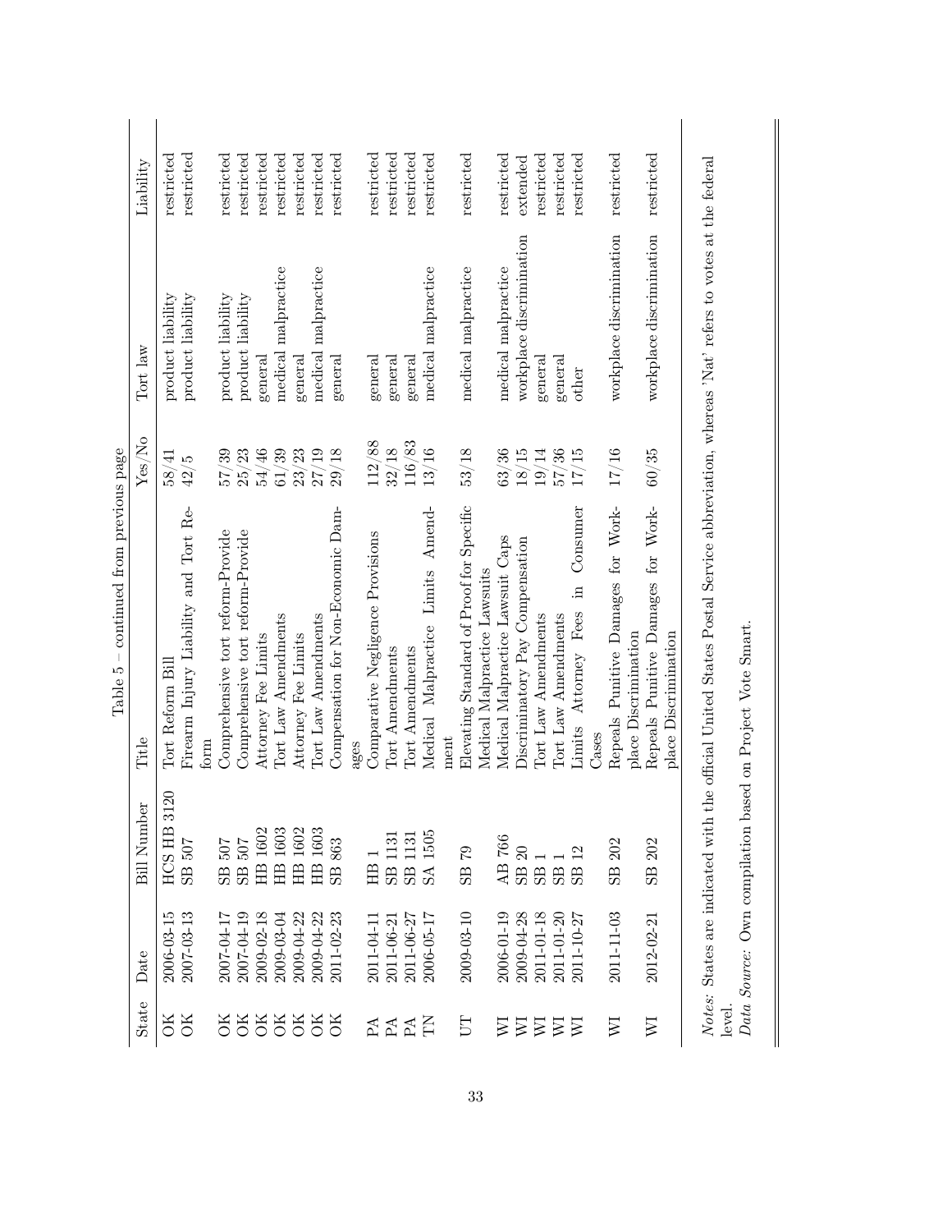Table 5 – continued from previous page

| State | Date | Bill Number | Title | Yes/No | Tort law | Liability |
|---|---|---|---|---|---|---|
| OK | 2006-03-15 | HCS HB 3120 | Tort Reform Bill | 58/41 | product liability | restricted |
| OK | 2007-03-13 | SB 507 | Firearm Injury Liability and Tort Reform | 42/5 | product liability | restricted |
| OK | 2007-04-17 | SB 507 | Comprehensive tort reform-Provide | 57/39 | product liability | restricted |
| OK | 2007-04-19 | SB 507 | Comprehensive tort reform-Provide | 25/23 | product liability | restricted |
| OK | 2009-02-18 | HB 1602 | Attorney Fee Limits | 54/46 | general | restricted |
| OK | 2009-03-04 | HB 1603 | Tort Law Amendments | 61/39 | medical malpractice | restricted |
| OK | 2009-04-22 | HB 1602 | Attorney Fee Limits | 23/23 | general | restricted |
| OK | 2009-04-22 | HB 1603 | Tort Law Amendments | 27/19 | medical malpractice | restricted |
| OK | 2011-02-23 | SB 863 | Compensation for Non-Economic Damages | 29/18 | general | restricted |
| PA | 2011-04-11 | HB 1 | Comparative Negligence Provisions | 112/88 | general | restricted |
| PA | 2011-06-21 | SB 1131 | Tort Amendments | 32/18 | general | restricted |
| PA | 2011-06-27 | SB 1131 | Tort Amendments | 116/83 | general | restricted |
| TN | 2006-05-17 | SA 1505 | Medical Malpractice Limits Amendment | 13/16 | medical malpractice | restricted |
| UT | 2009-03-10 | SB 79 | Elevating Standard of Proof for Specific Medical Malpractice Lawsuits | 53/18 | medical malpractice | restricted |
| WI | 2006-01-19 | AB 766 | Medical Malpractice Lawsuit Caps | 63/36 | medical malpractice | restricted |
| WI | 2009-04-28 | SB 20 | Discriminatory Pay Compensation | 18/15 | workplace discrimination | extended |
| WI | 2011-01-18 | SB 1 | Tort Law Amendments | 19/14 | general | restricted |
| WI | 2011-01-20 | SB 1 | Tort Law Amendments | 57/36 | general | restricted |
| WI | 2011-10-27 | SB 12 | Limits Attorney Fees in Consumer Cases | 17/15 | other | restricted |
| WI | 2011-11-03 | SB 202 | Repeals Punitive Damages for Workplace Discrimination | 17/16 | workplace discrimination | restricted |
| WI | 2012-02-21 | SB 202 | Repeals Punitive Damages for Workplace Discrimination | 60/35 | workplace discrimination | restricted |

*Notes:* States are indicated with the official United States Postal Service abbreviation, whereas 'Nat' refers to votes at the federal level.
*Data Source:* Own compilation based on Project Vote Smart.